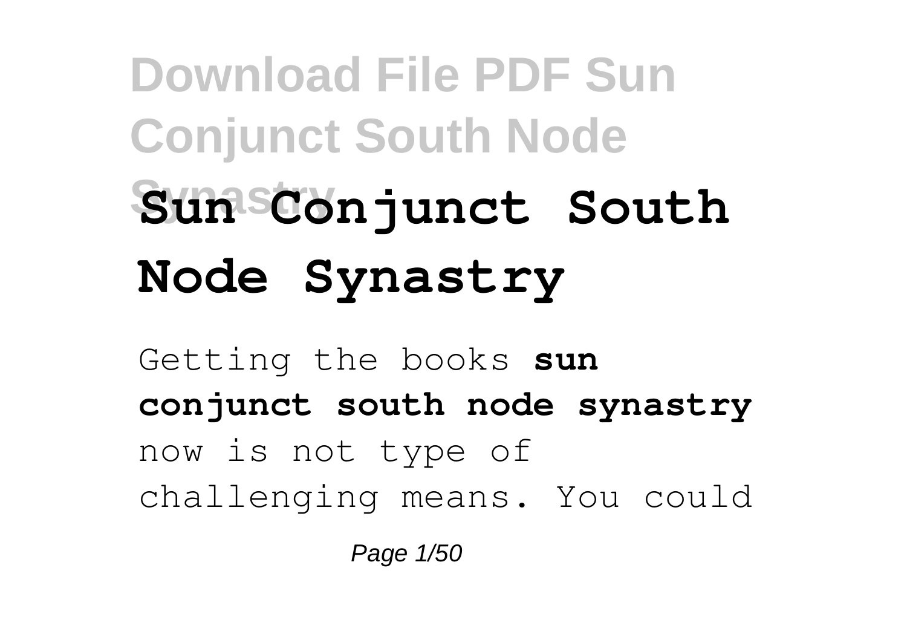# Sun Conjunct South Node Synastry

Getting the books **sun conjunct south node synastry** now is not type of challenging means. You could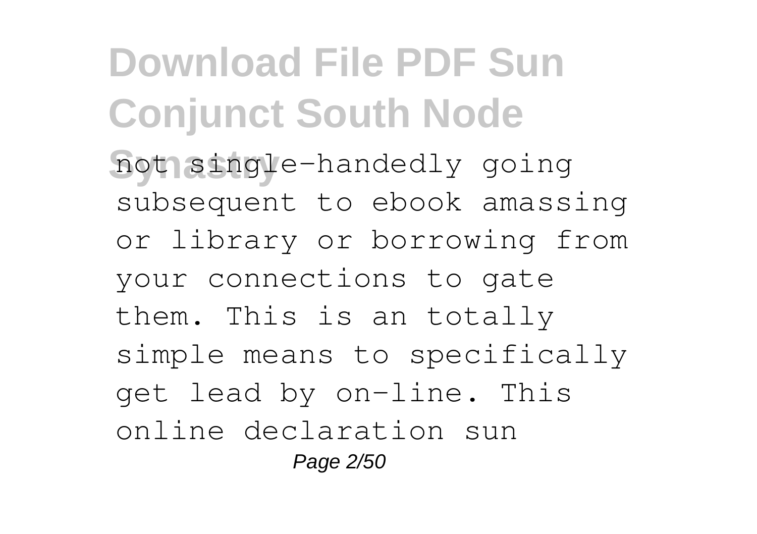not single-handedly going subsequent to ebook amassing or library or borrowing from your connections to gate them. This is an totally simple means to specifically get lead by on-line. This online declaration sun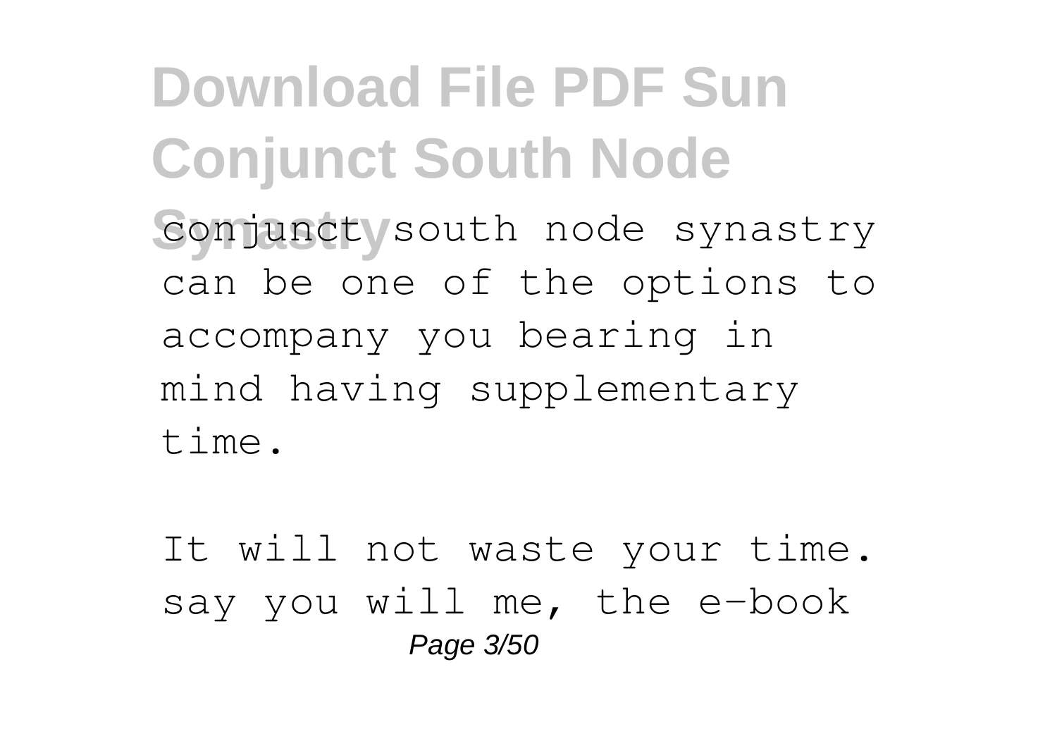conjunct south node synastry can be one of the options to accompany you bearing in mind having supplementary time.

It will not waste your time. say you will me, the e-book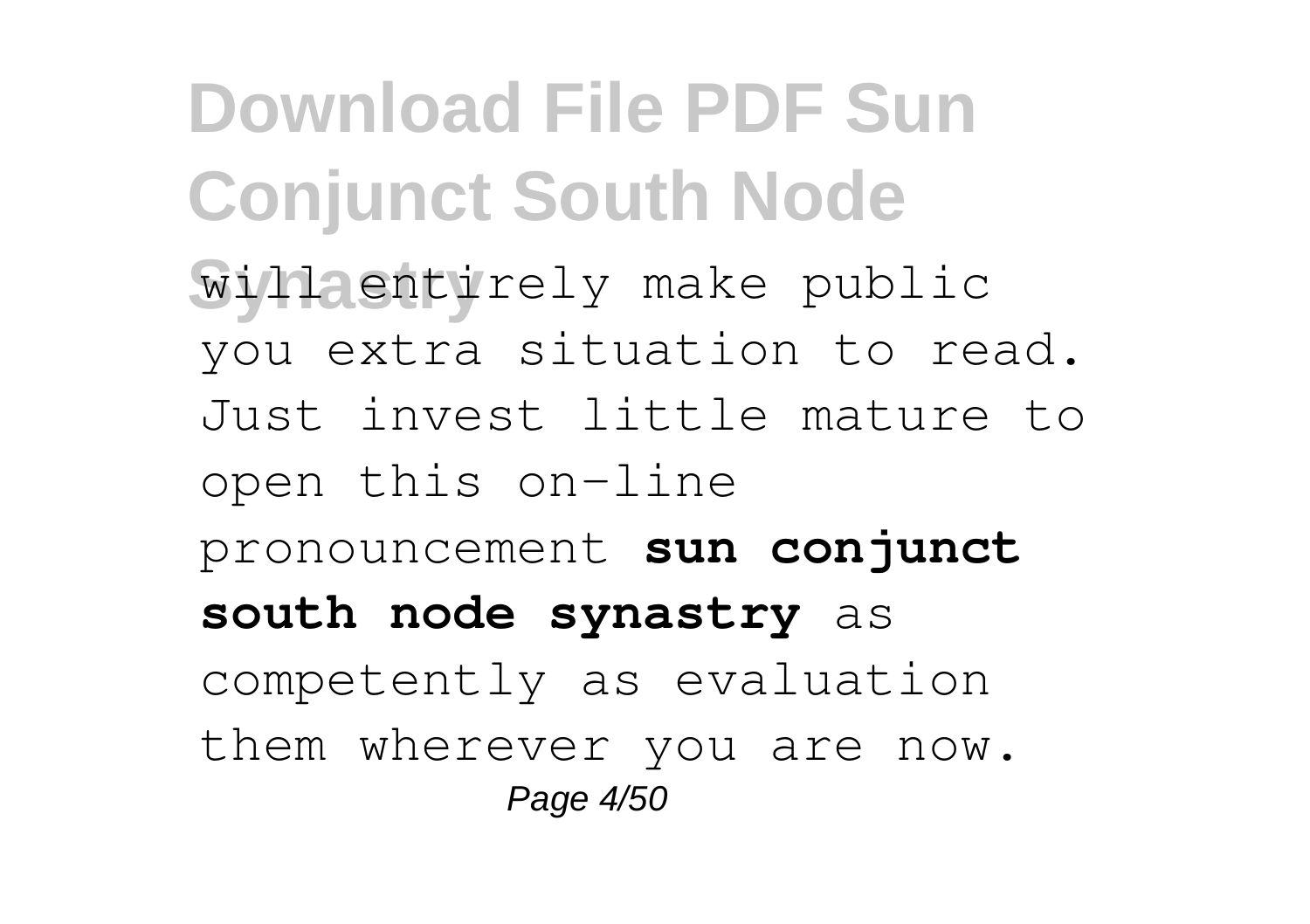will entirely make public you extra situation to read. Just invest little mature to open this on-line pronouncement **sun conjunct south node synastry** as competently as evaluation them wherever you are now.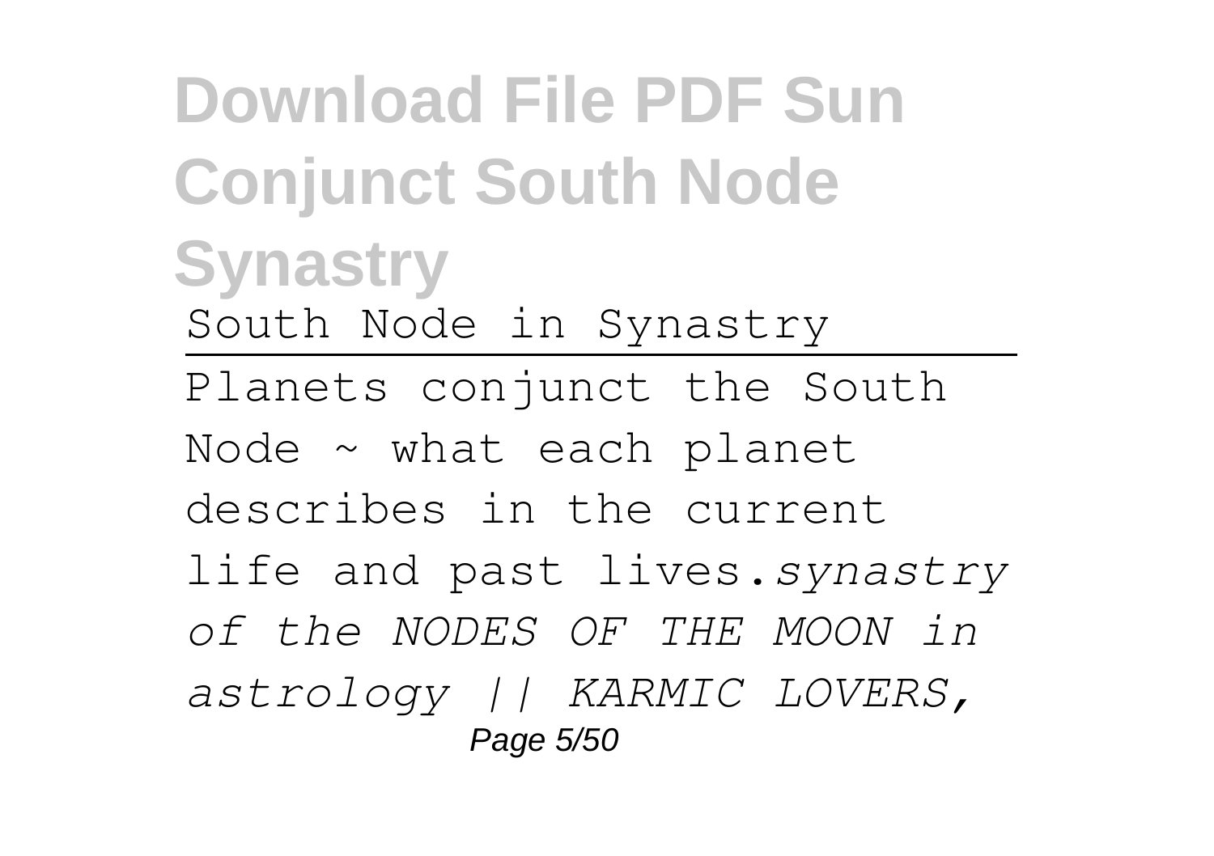# Download File PDF Sun Conjunct South Node Synastry

South Node in Synastry

---

Planets conjunct the South Node ~ what each planet describes in the current life and past lives.*synastry of the NODES OF THE MOON in astrology || KARMIC LOVERS,*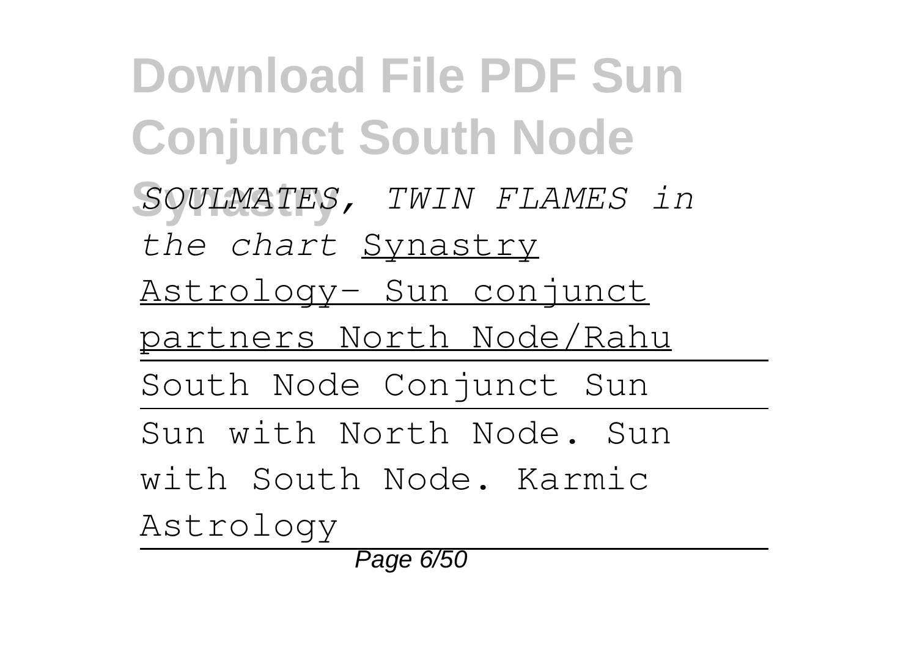*SOULMATES, TWIN FLAMES in the chart* Synastry Astrology- Sun conjunct partners North Node/Rahu

---

South Node Conjunct Sun

---

Sun with North Node. Sun with South Node. Karmic Astrology

---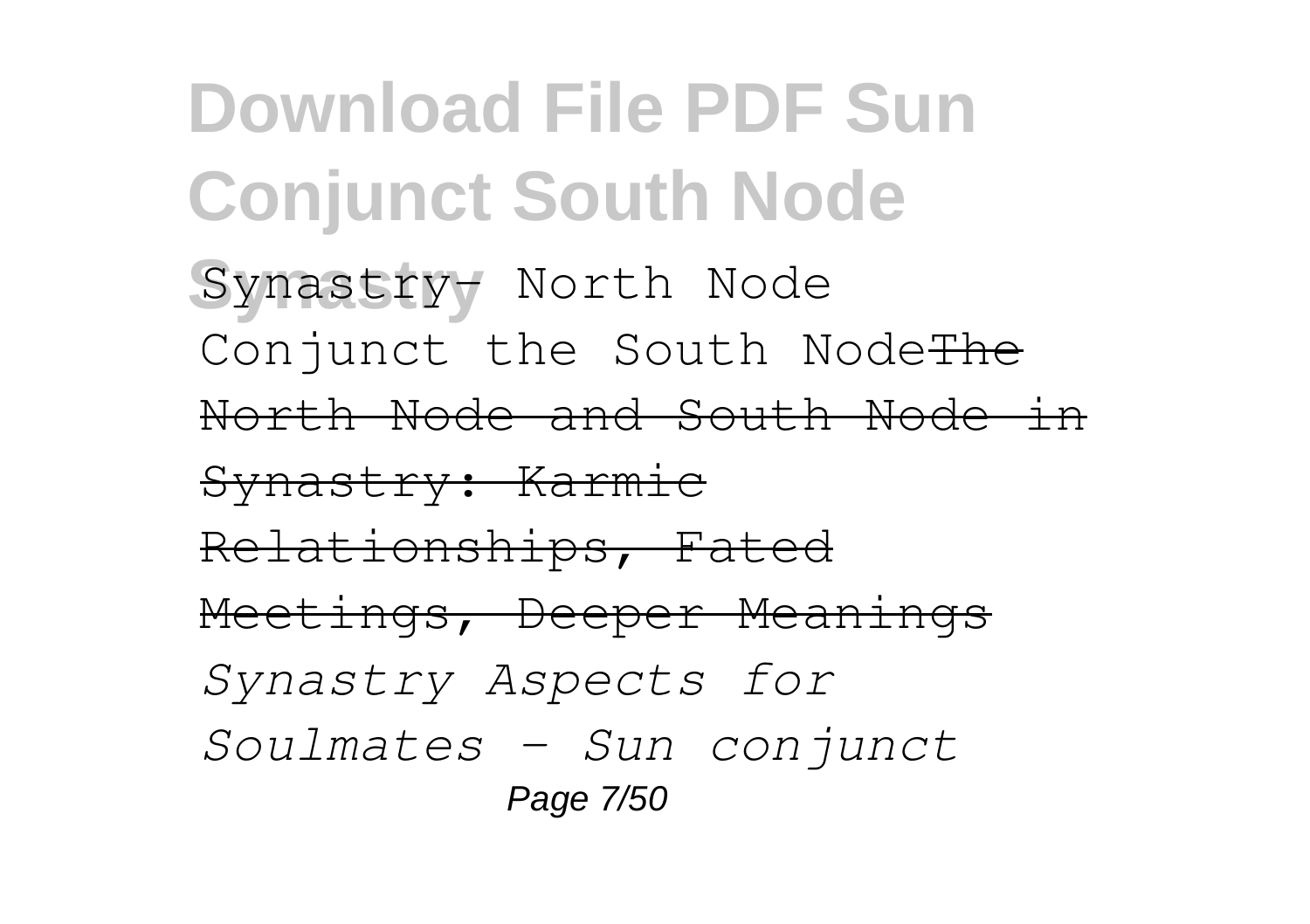Synastry- North Node Conjunct the South Node~~The North Node and South Node in Synastry: Karmic Relationships, Fated Meetings, Deeper Meanings~~ *Synastry Aspects for Soulmates - Sun conjunct*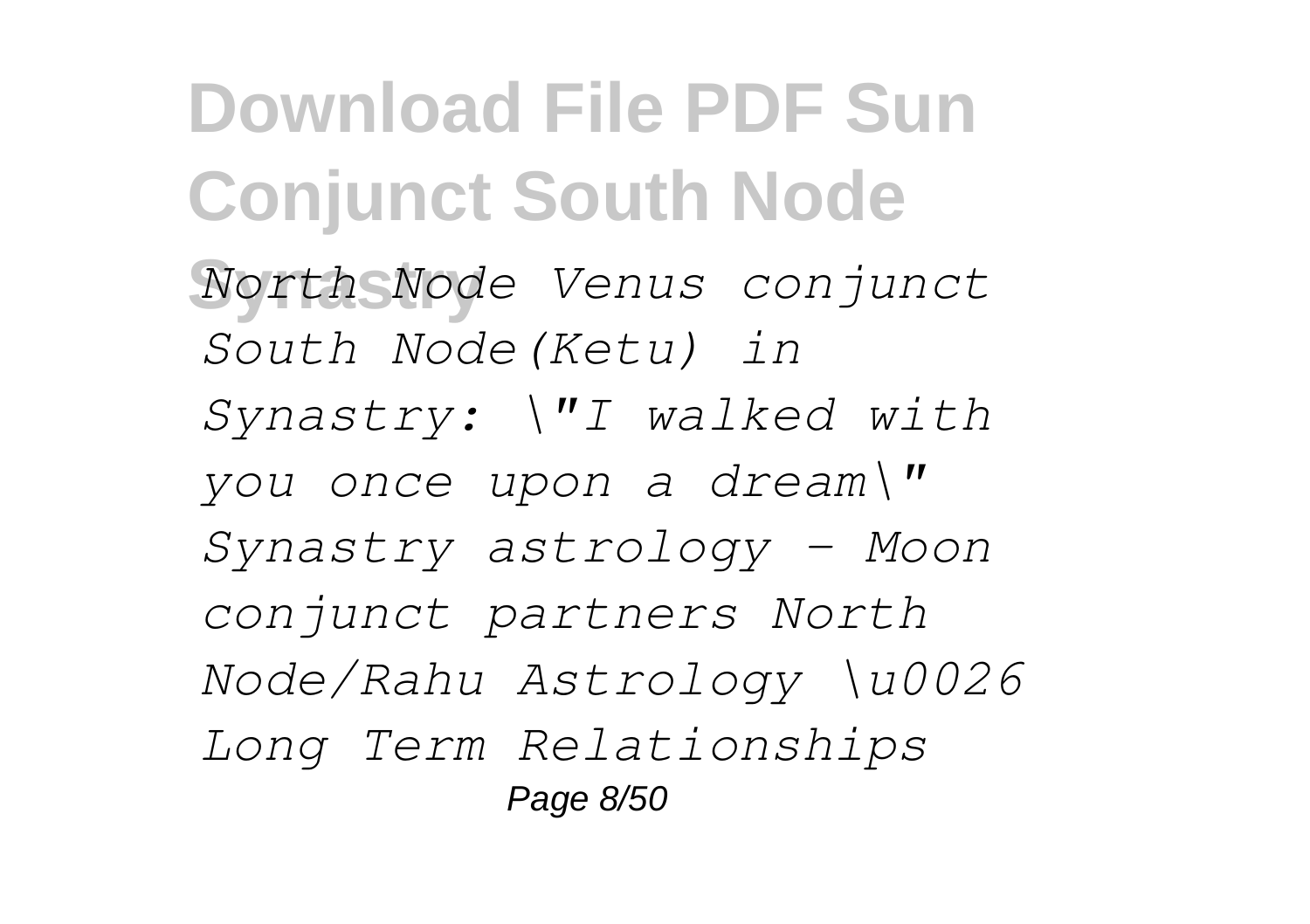# Download File PDF Sun Conjunct South Node Synastry

*North Node Venus conjunct South Node(Ketu) in Synastry: \"I walked with you once upon a dream\" Synastry astrology - Moon conjunct partners North Node/Rahu Astrology \u0026 Long Term Relationships*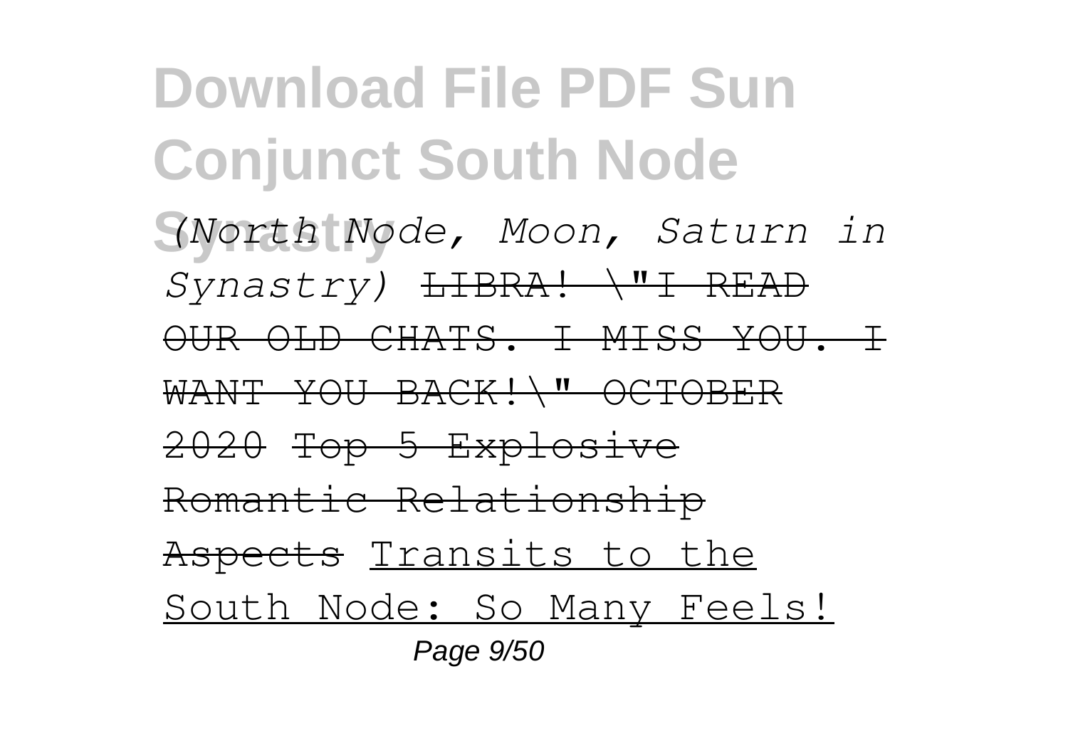# Download File PDF Sun Conjunct South Node Synastry

*(North Node, Moon, Saturn in Synastry)* ~~LIBRA! \"I READ OUR OLD CHATS. I MISS YOU. I WANT YOU BACK!\" OCTOBER 2020~~ ~~Top 5 Explosive Romantic Relationship Aspects~~ Transits to the South Node: So Many Feels!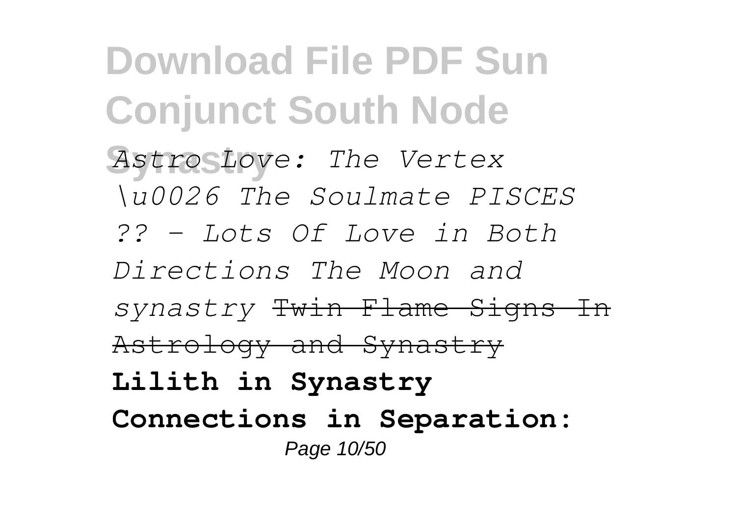*Astro Love: The Vertex \u0026 The Soulmate PISCES ?? - Lots Of Love in Both Directions The Moon and synastry* ~~Twin Flame Signs In Astrology and Synastry~~ **Lilith in Synastry Connections in Separation:**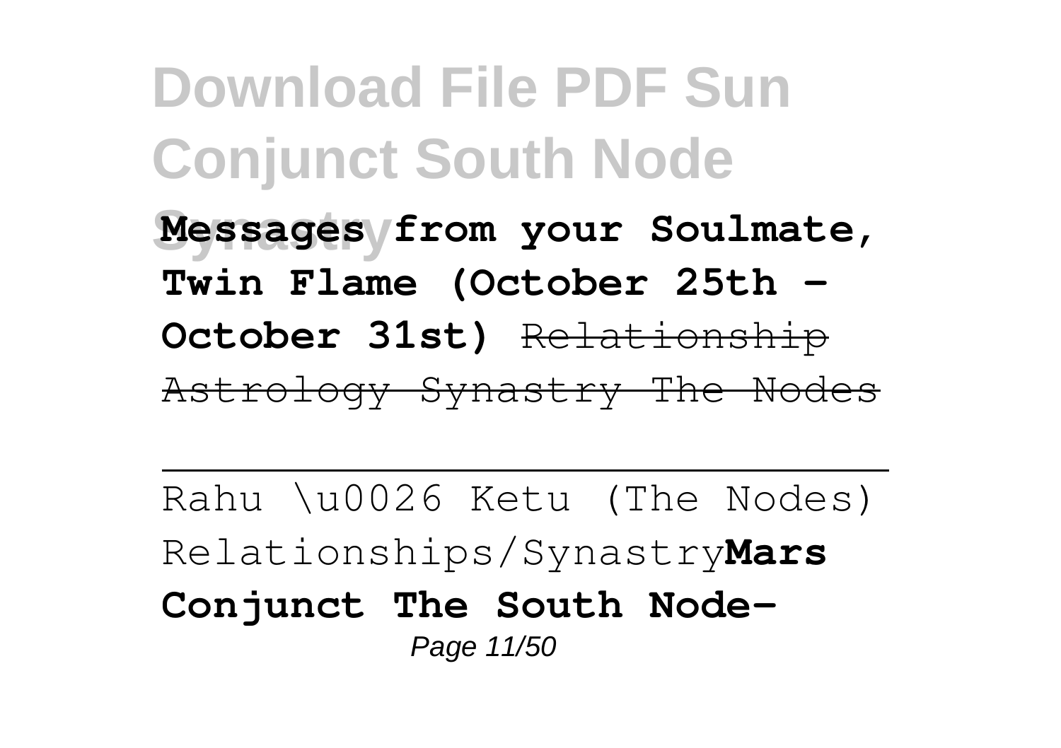**Messages from your Soulmate, Twin Flame (October 25th - October 31st)** ~~Relationship Astrology Synastry The Nodes~~

---

Rahu \u0026 Ketu (The Nodes) Relationships/Synastry**Mars Conjunct The South Node-**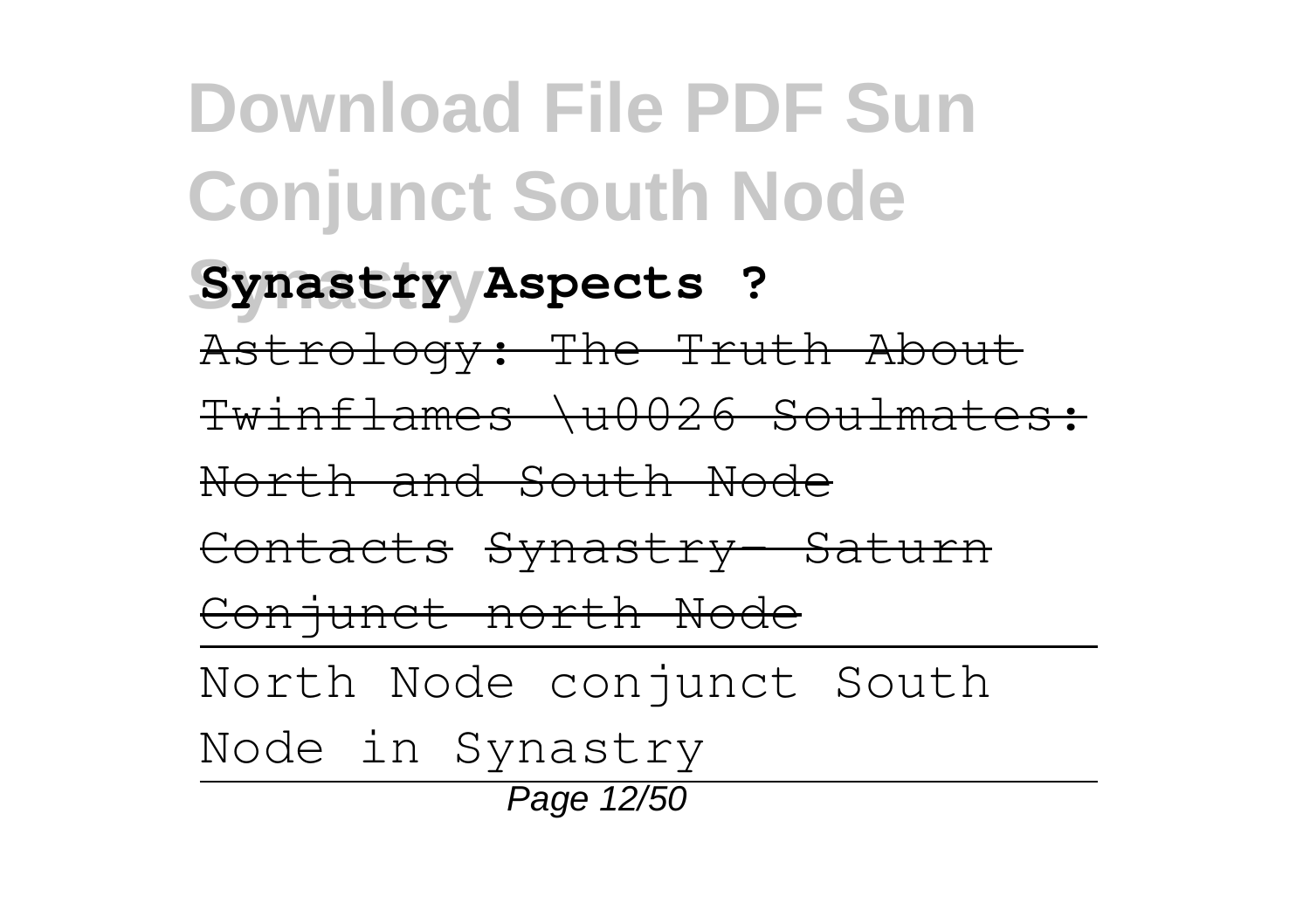**Synastry Aspects ?**

~~Astrology: The Truth About Twinflames \u0026 Soulmates: North and South Node Contacts~~ ~~Synastry- Saturn Conjunct north Node~~

North Node conjunct South Node in Synastry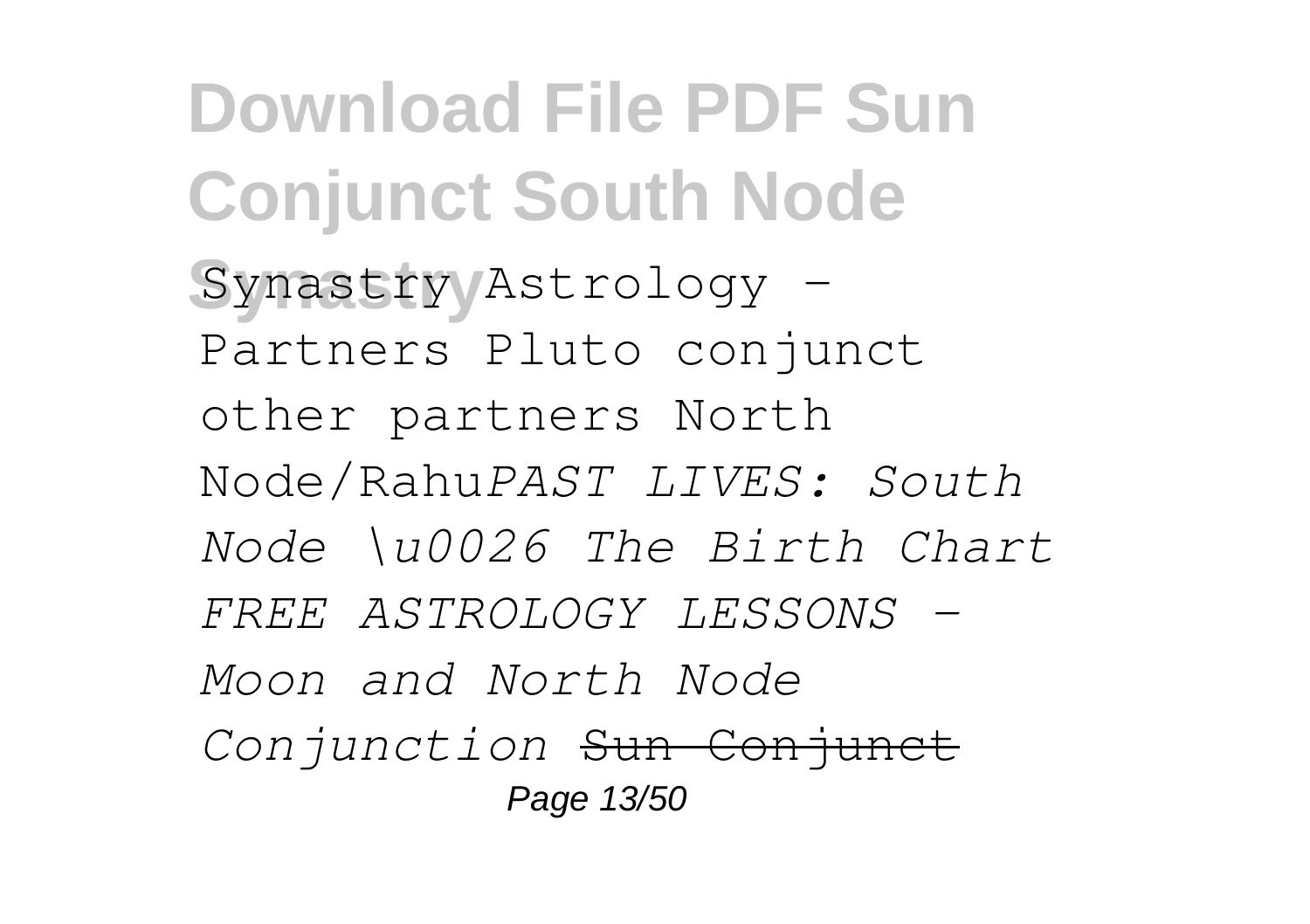Synastry Astrology - Partners Pluto conjunct other partners North Node/Rahu*PAST LIVES: South Node \u0026 The Birth Chart FREE ASTROLOGY LESSONS - Moon and North Node Conjunction* ~~Sun Conjunct~~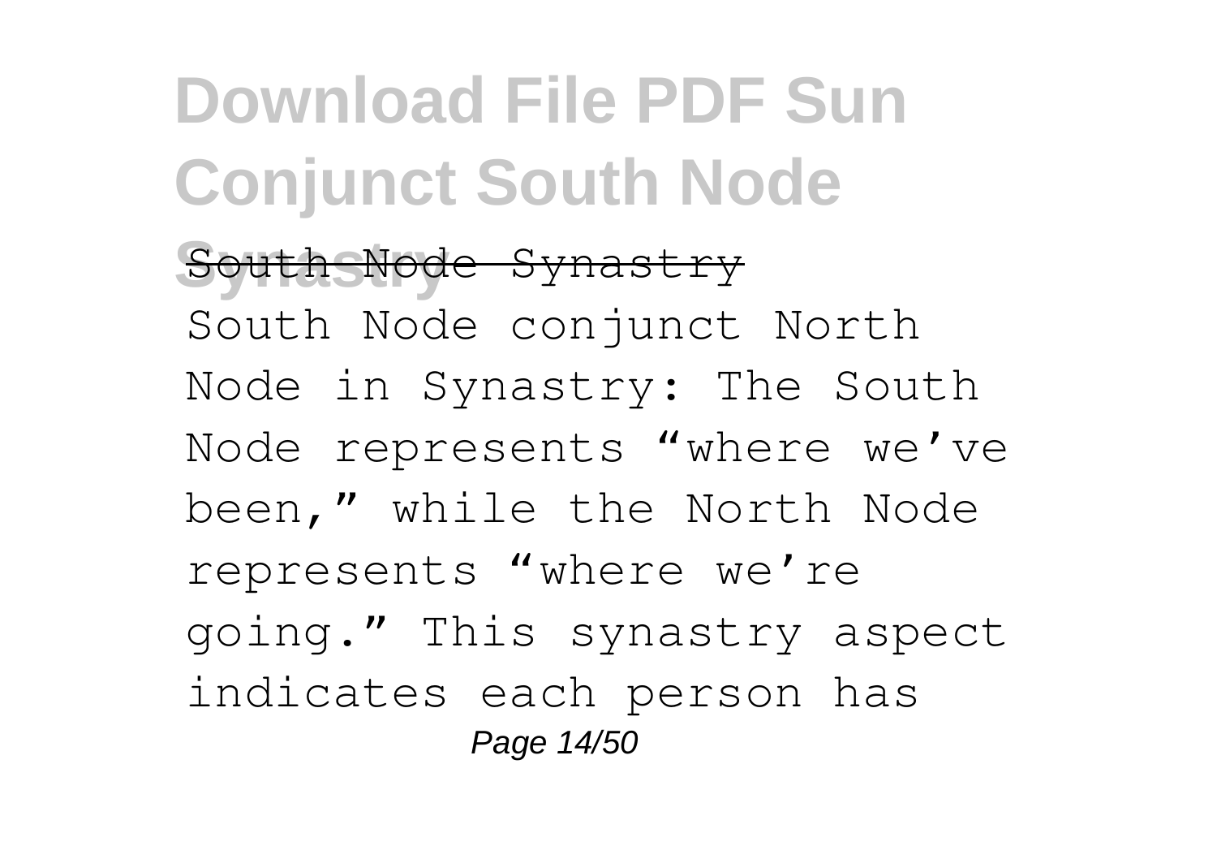South Node Synastry

South Node conjunct North Node in Synastry: The South Node represents "where we've been," while the North Node represents "where we're going." This synastry aspect indicates each person has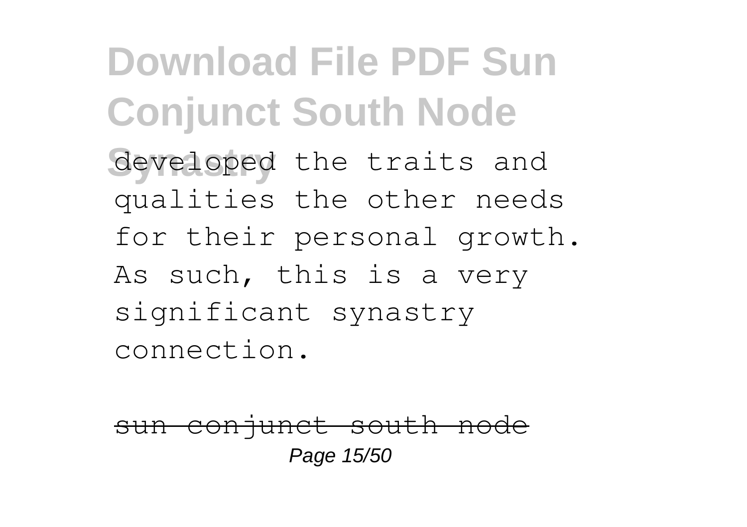developed the traits and qualities the other needs for their personal growth. As such, this is a very significant synastry connection.

~~sun conjunct south node~~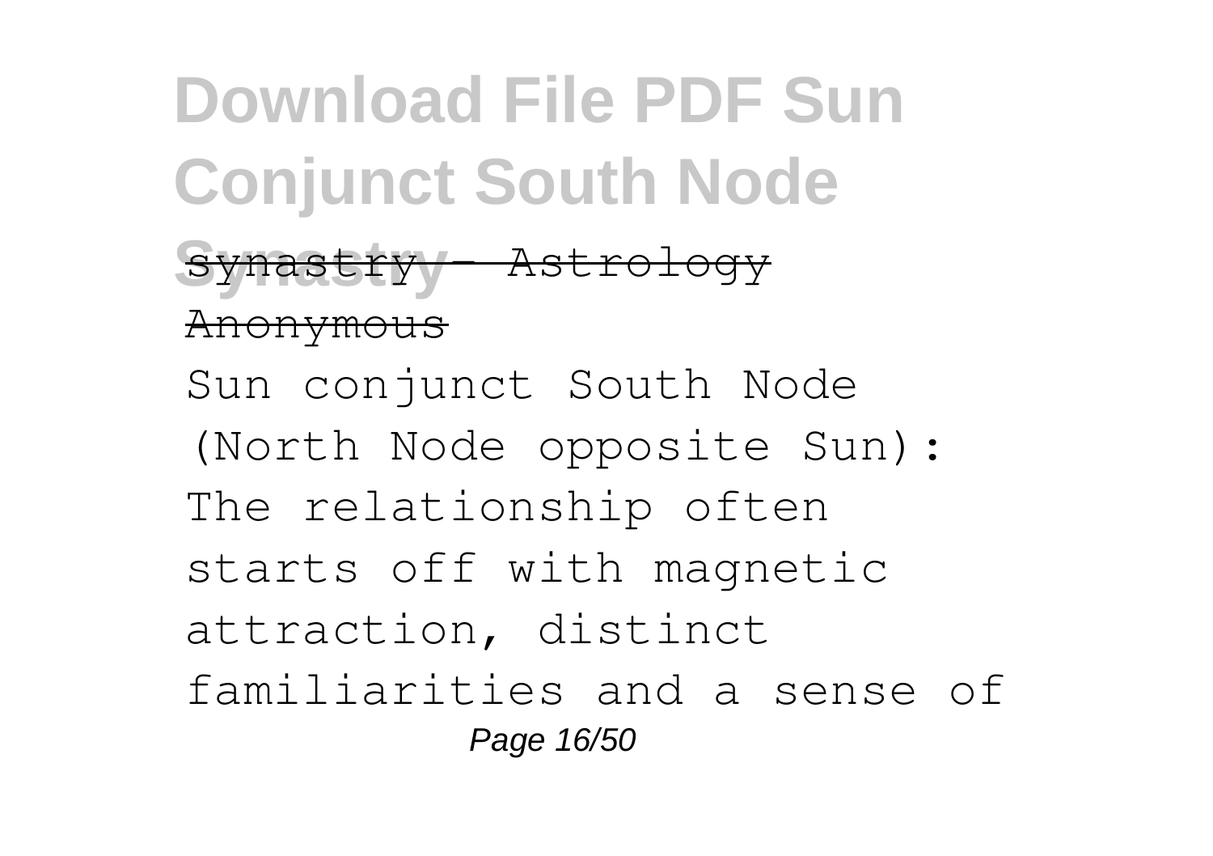**Download File PDF Sun Conjunct South Node Synastry**

~~Synastry - Astrology Anonymous~~

Sun conjunct South Node (North Node opposite Sun): The relationship often starts off with magnetic attraction, distinct familiarities and a sense of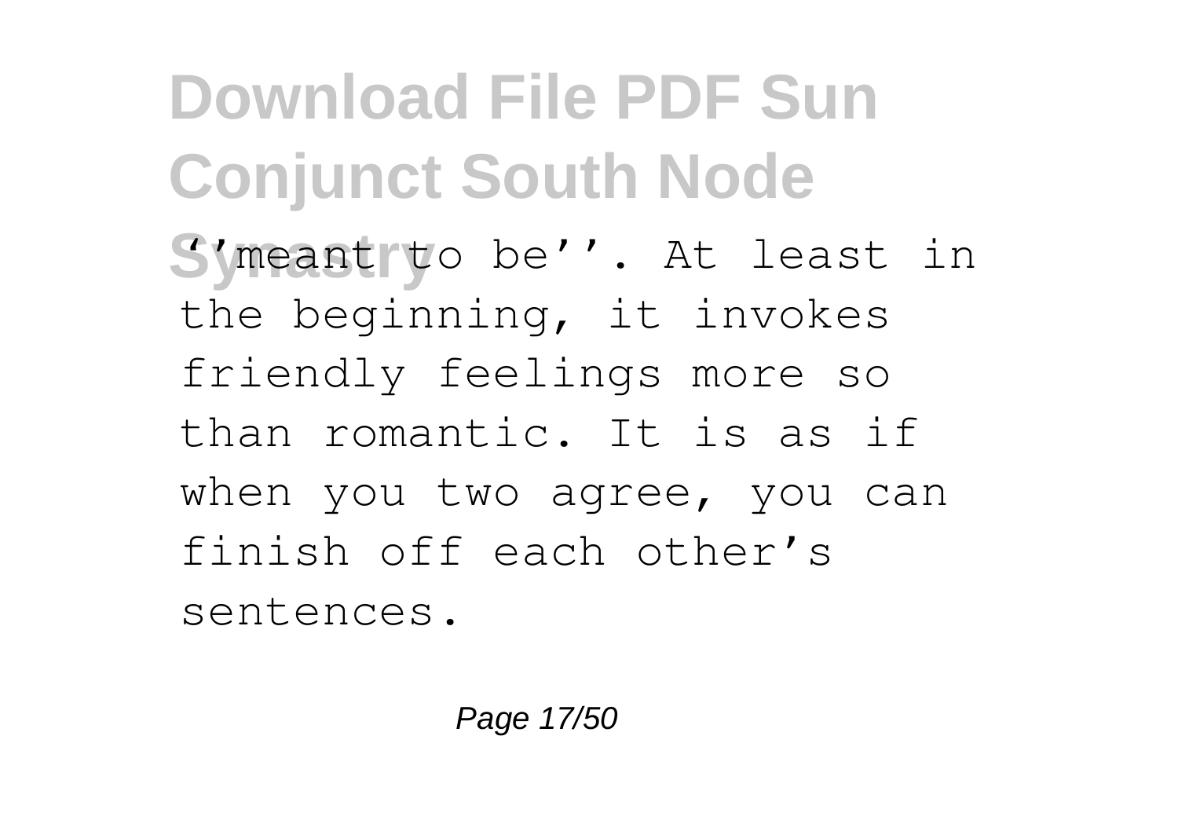''meant to be''. At least in the beginning, it invokes friendly feelings more so than romantic. It is as if when you two agree, you can finish off each other's sentences.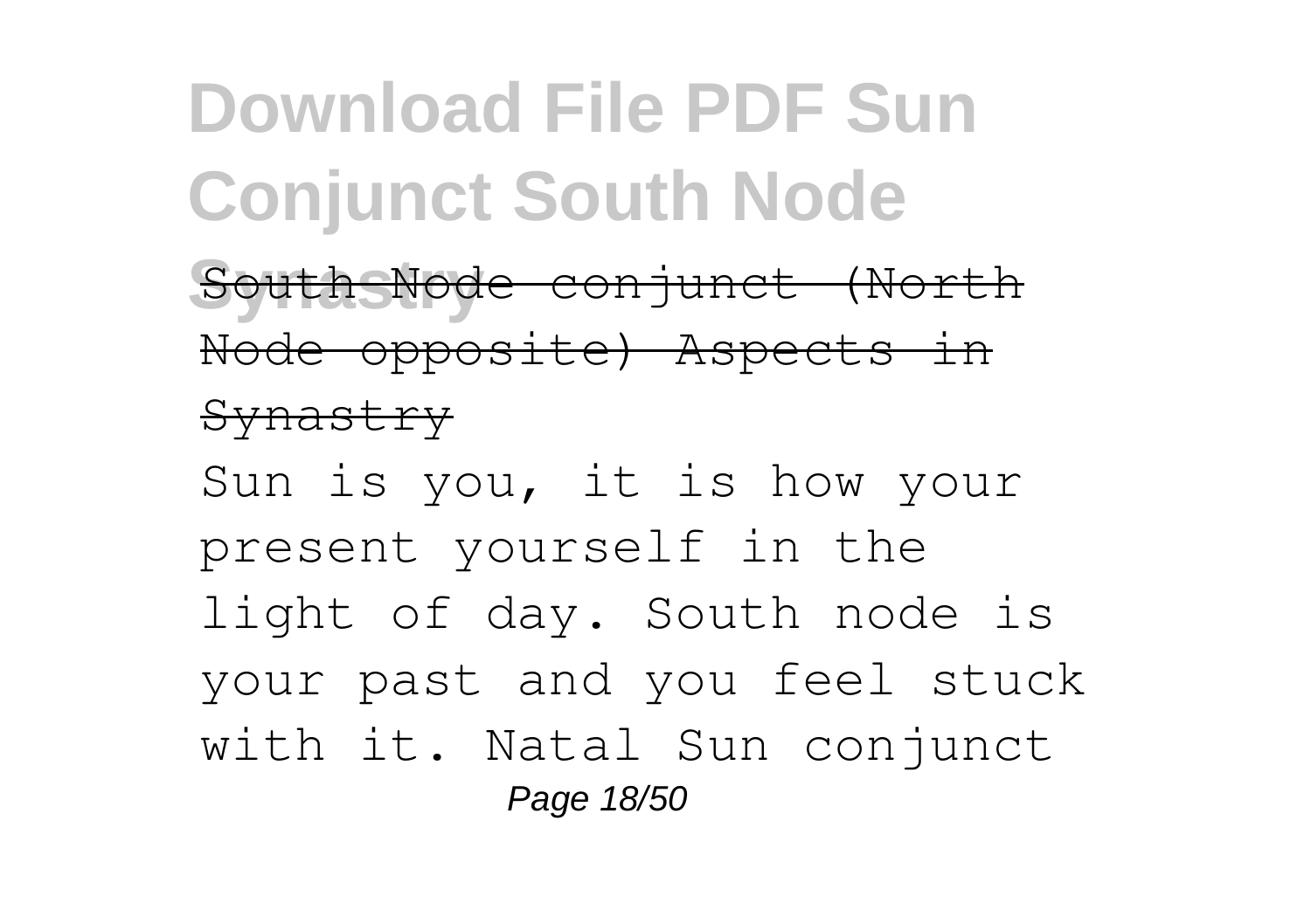South Node conjunct (North Node opposite) Aspects in Synastry

Sun is you, it is how your present yourself in the light of day. South node is your past and you feel stuck with it. Natal Sun conjunct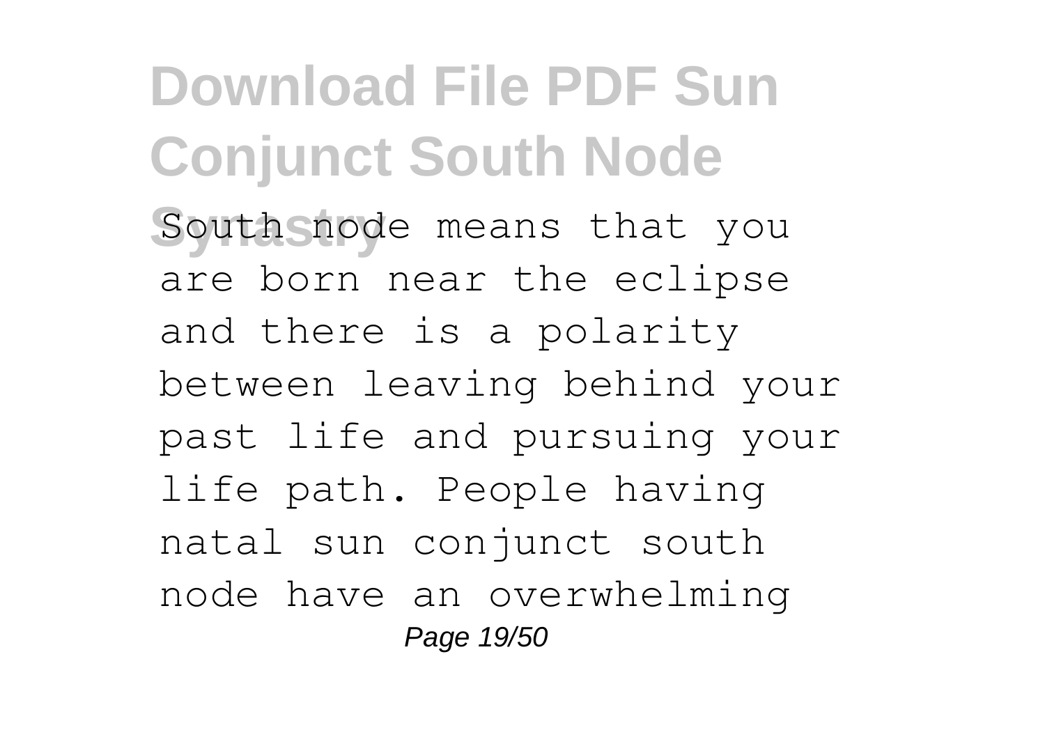South node means that you are born near the eclipse and there is a polarity between leaving behind your past life and pursuing your life path. People having natal sun conjunct south node have an overwhelming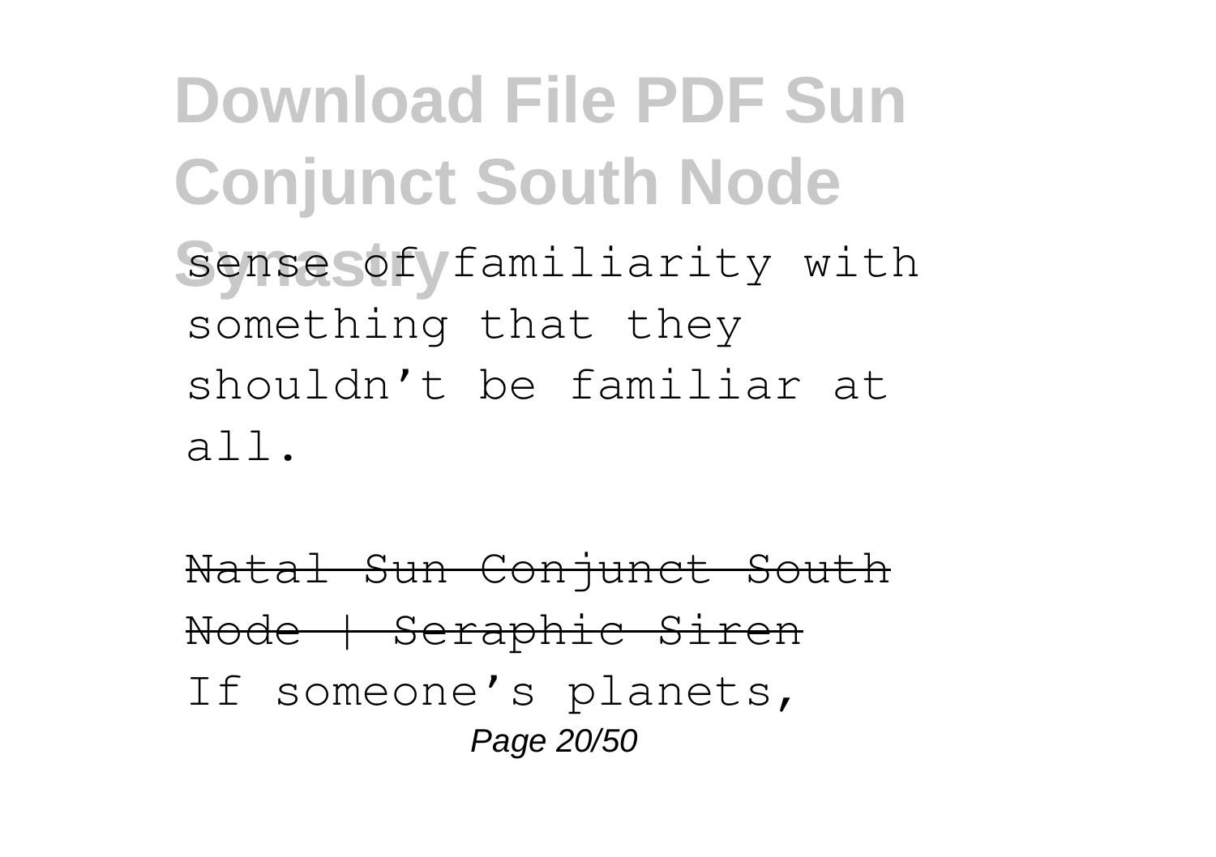sense of familiarity with something that they shouldn't be familiar at all.

Natal Sun Conjunct South Node | Seraphic Siren

If someone's planets,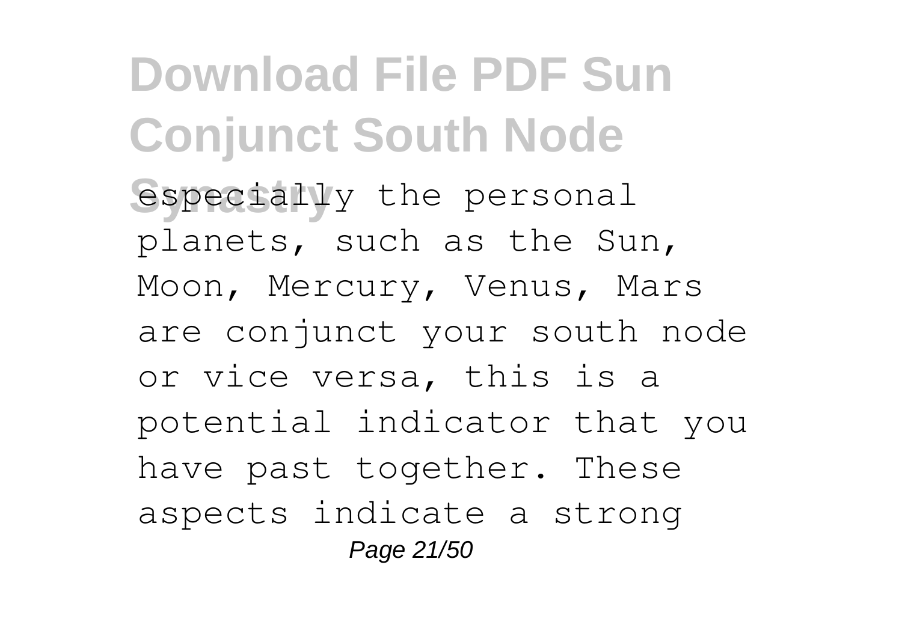especially the personal planets, such as the Sun, Moon, Mercury, Venus, Mars are conjunct your south node or vice versa, this is a potential indicator that you have past together. These aspects indicate a strong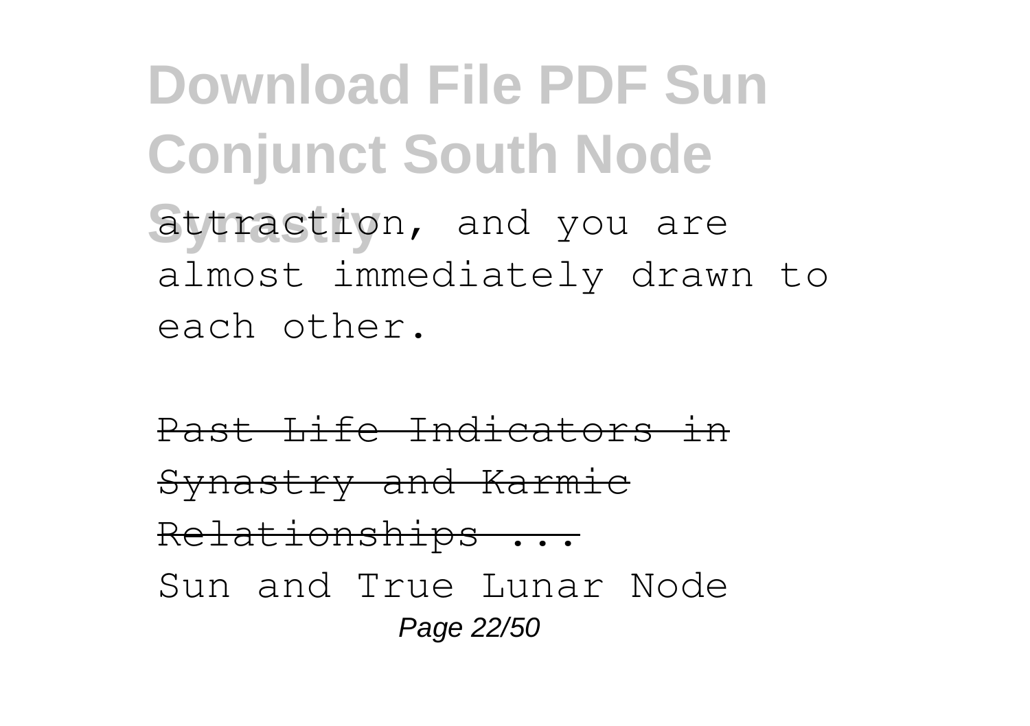attraction, and you are almost immediately drawn to each other.

~~Past Life Indicators in Synastry and Karmic Relationships ...~~

Sun and True Lunar Node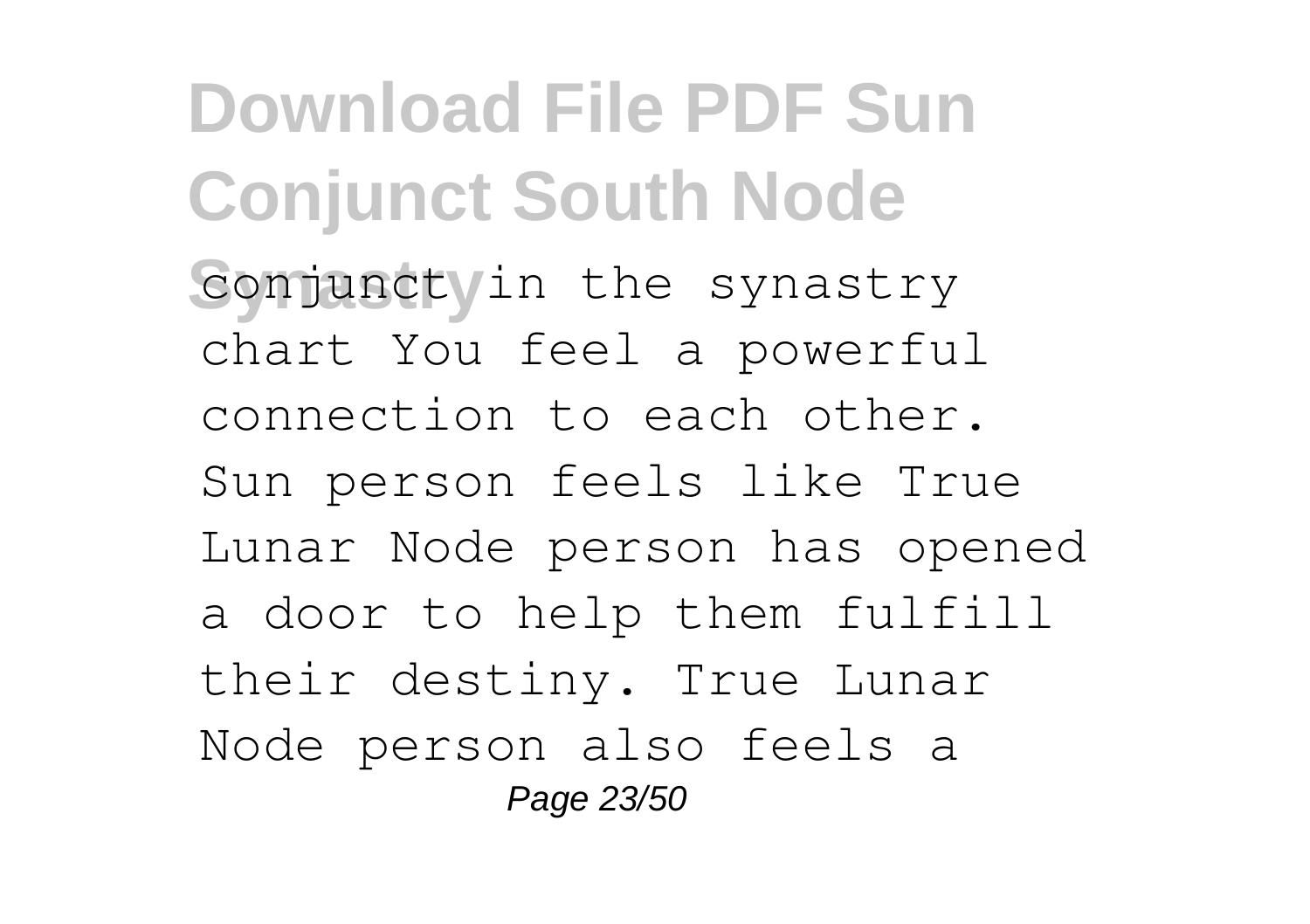conjunct in the synastry chart You feel a powerful connection to each other. Sun person feels like True Lunar Node person has opened a door to help them fulfill their destiny. True Lunar Node person also feels a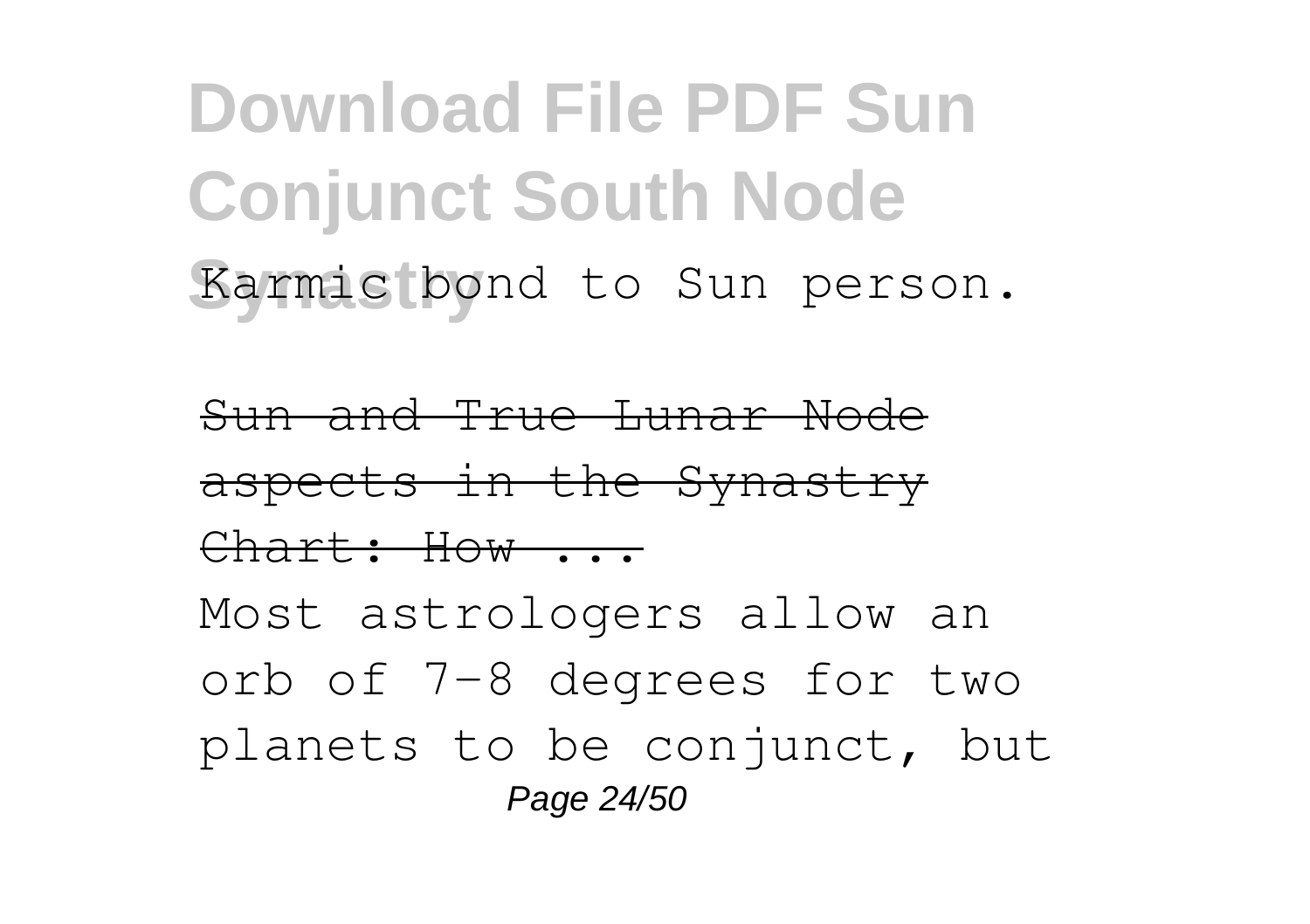Karmic bond to Sun person.

~~Sun and True Lunar Node aspects in the Synastry Chart: How ...~~

Most astrologers allow an orb of 7-8 degrees for two planets to be conjunct, but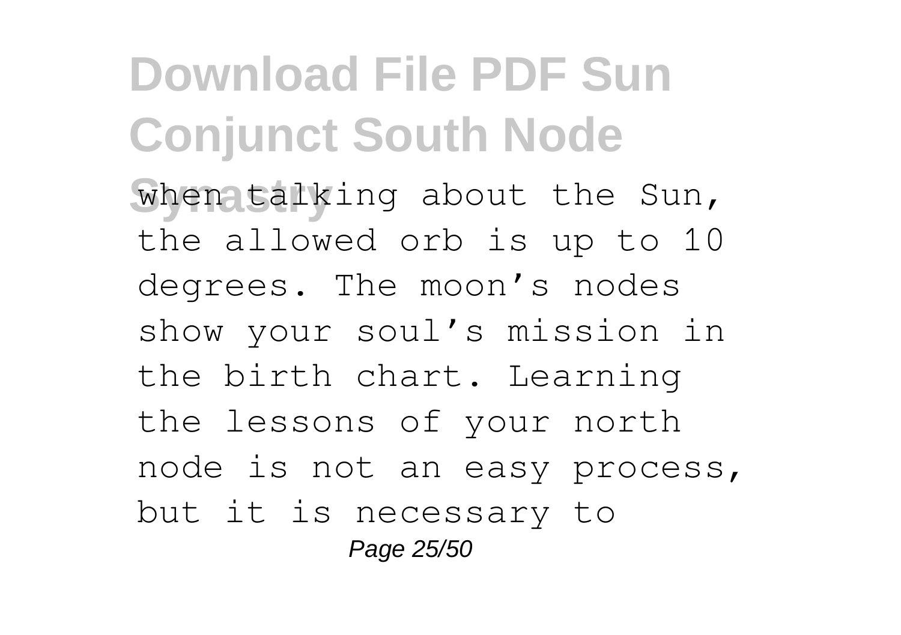when talking about the Sun, the allowed orb is up to 10 degrees. The moon's nodes show your soul's mission in the birth chart. Learning the lessons of your north node is not an easy process, but it is necessary to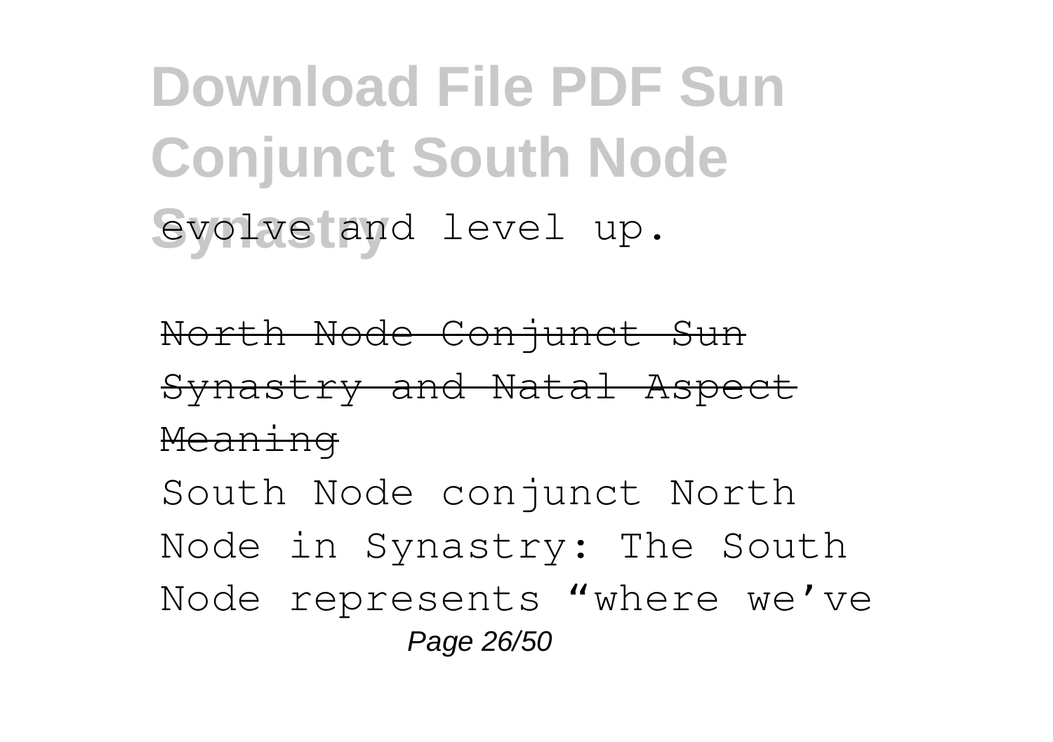evolve and level up.

~~North Node Conjunct Sun Synastry and Natal Aspect Meaning~~

South Node conjunct North Node in Synastry: The South Node represents "where we've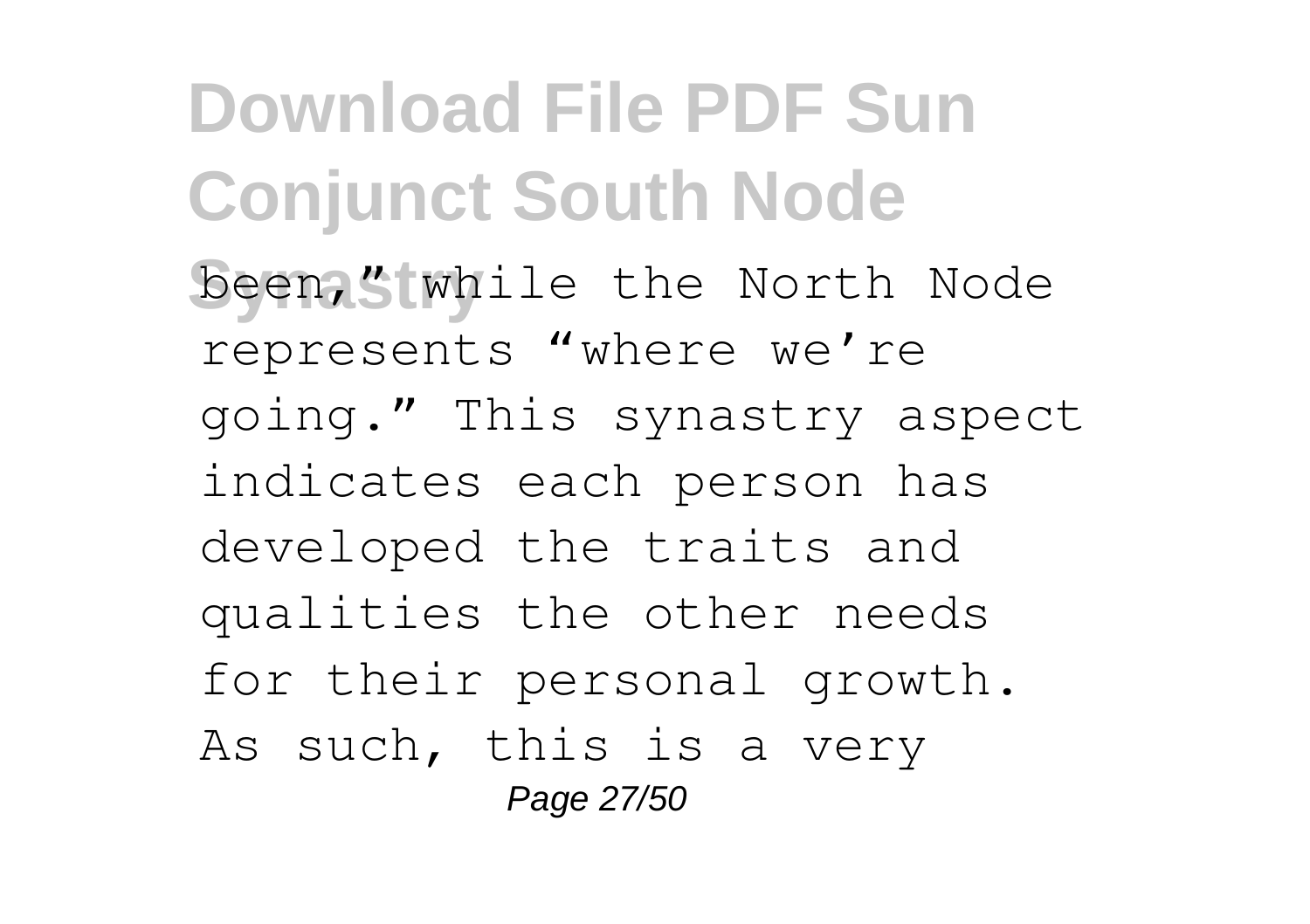been," while the North Node represents "where we're going." This synastry aspect indicates each person has developed the traits and qualities the other needs for their personal growth. As such, this is a very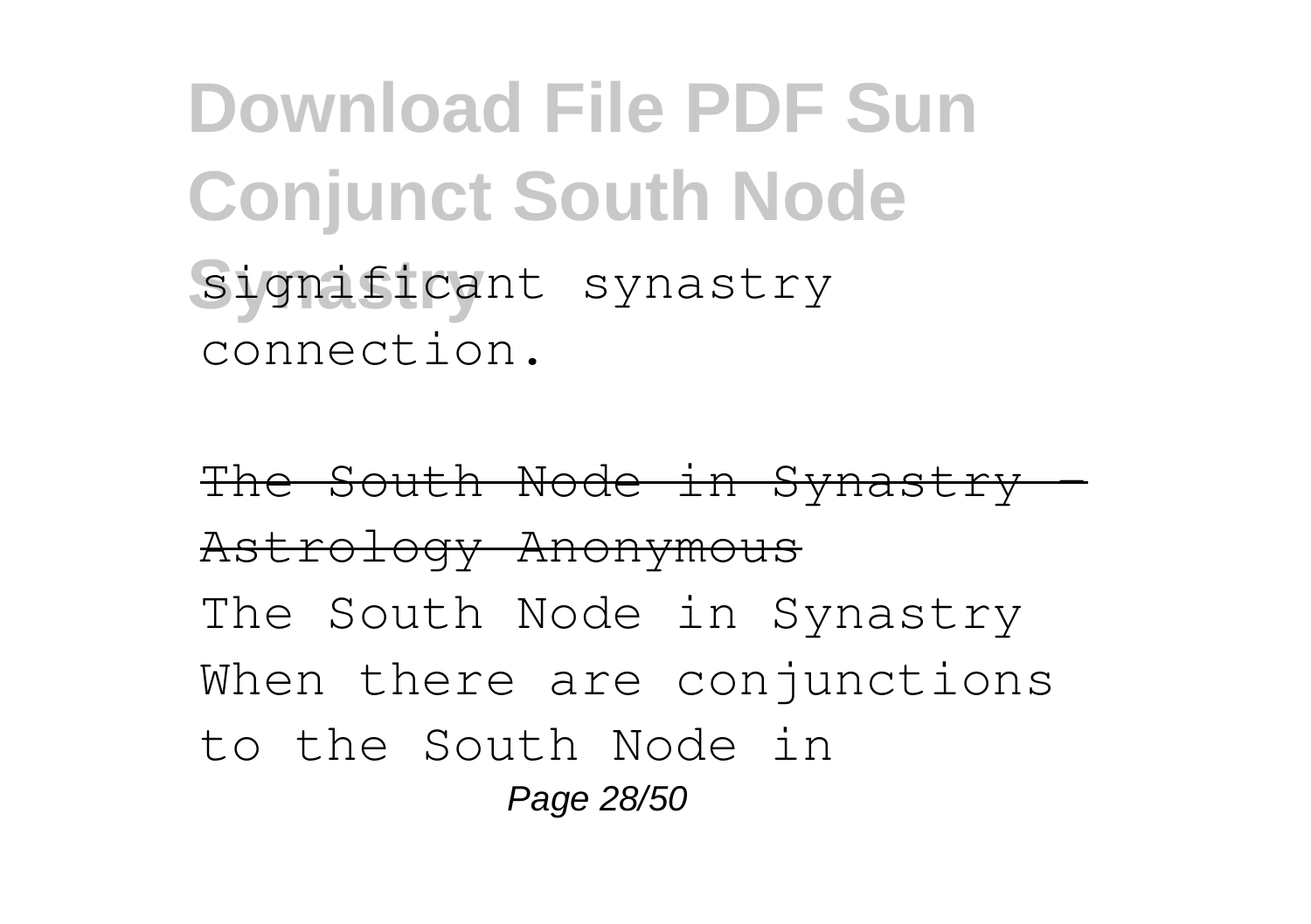significant synastry connection.

~~The South Node in Synastry - Astrology Anonymous~~

The South Node in Synastry When there are conjunctions to the South Node in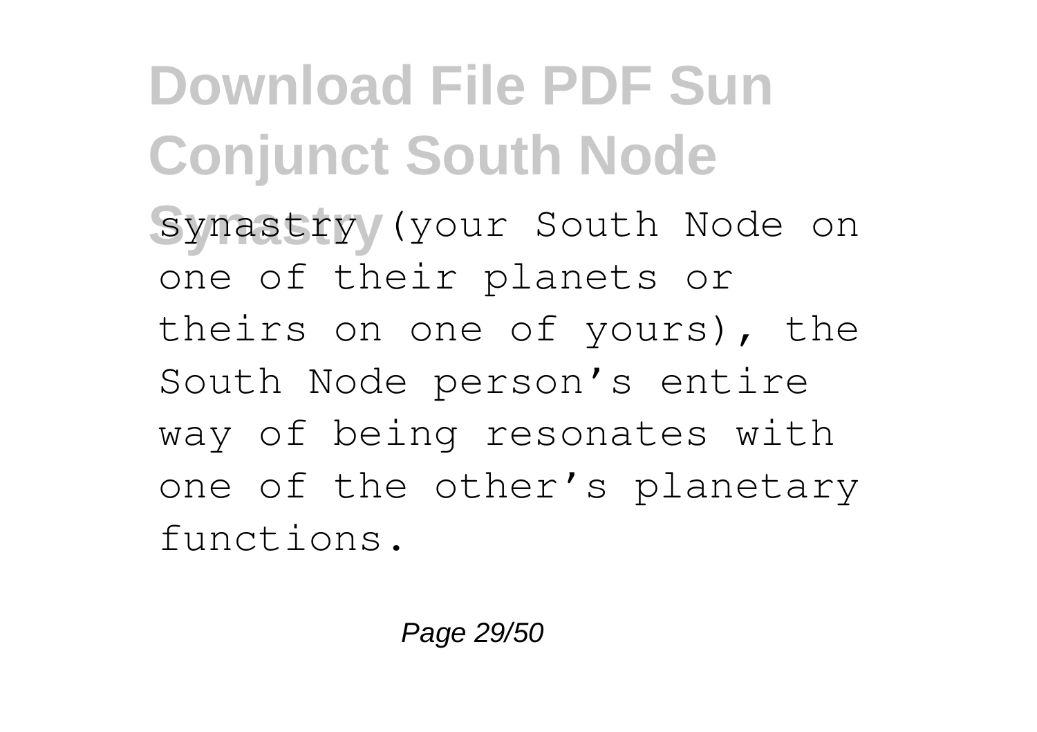synastry (your South Node on one of their planets or theirs on one of yours), the South Node person's entire way of being resonates with one of the other's planetary functions.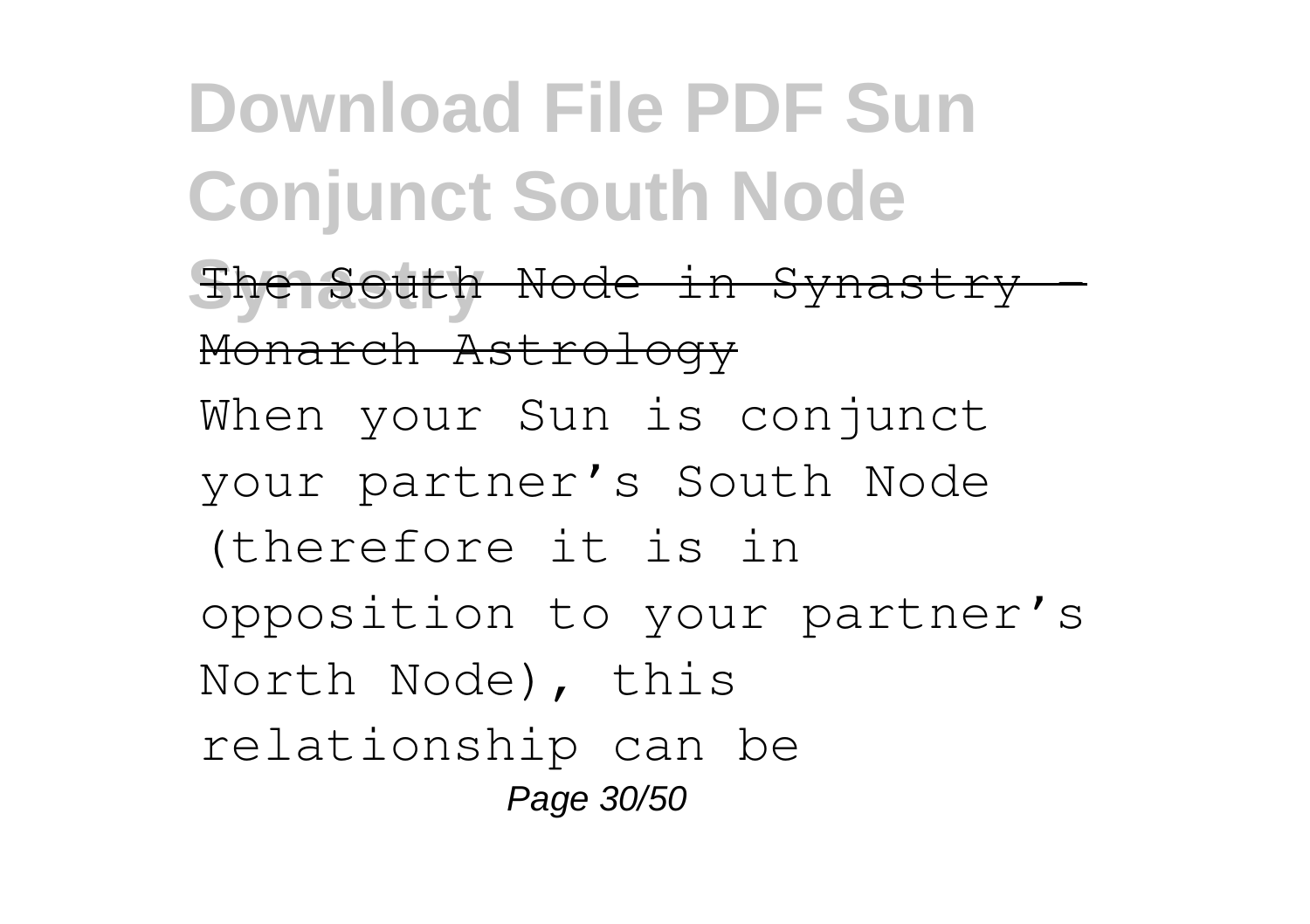~~The South Node in Synastry - Monarch Astrology~~

When your Sun is conjunct your partner's South Node (therefore it is in opposition to your partner's North Node), this relationship can be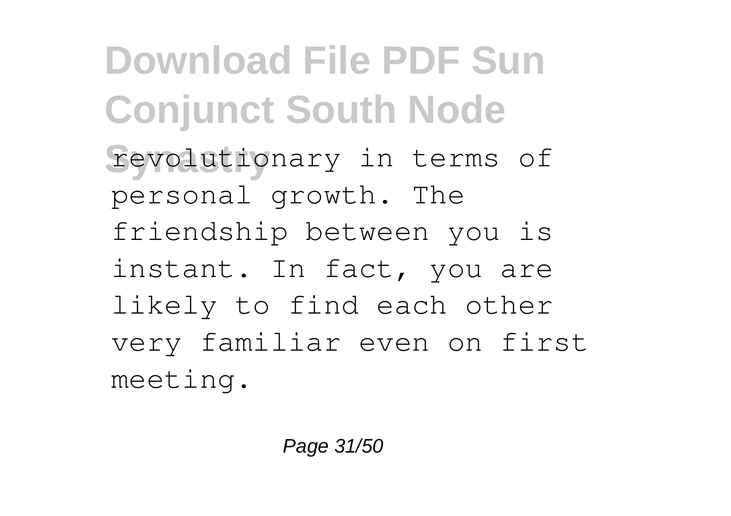revolutionary in terms of personal growth. The friendship between you is instant. In fact, you are likely to find each other very familiar even on first meeting.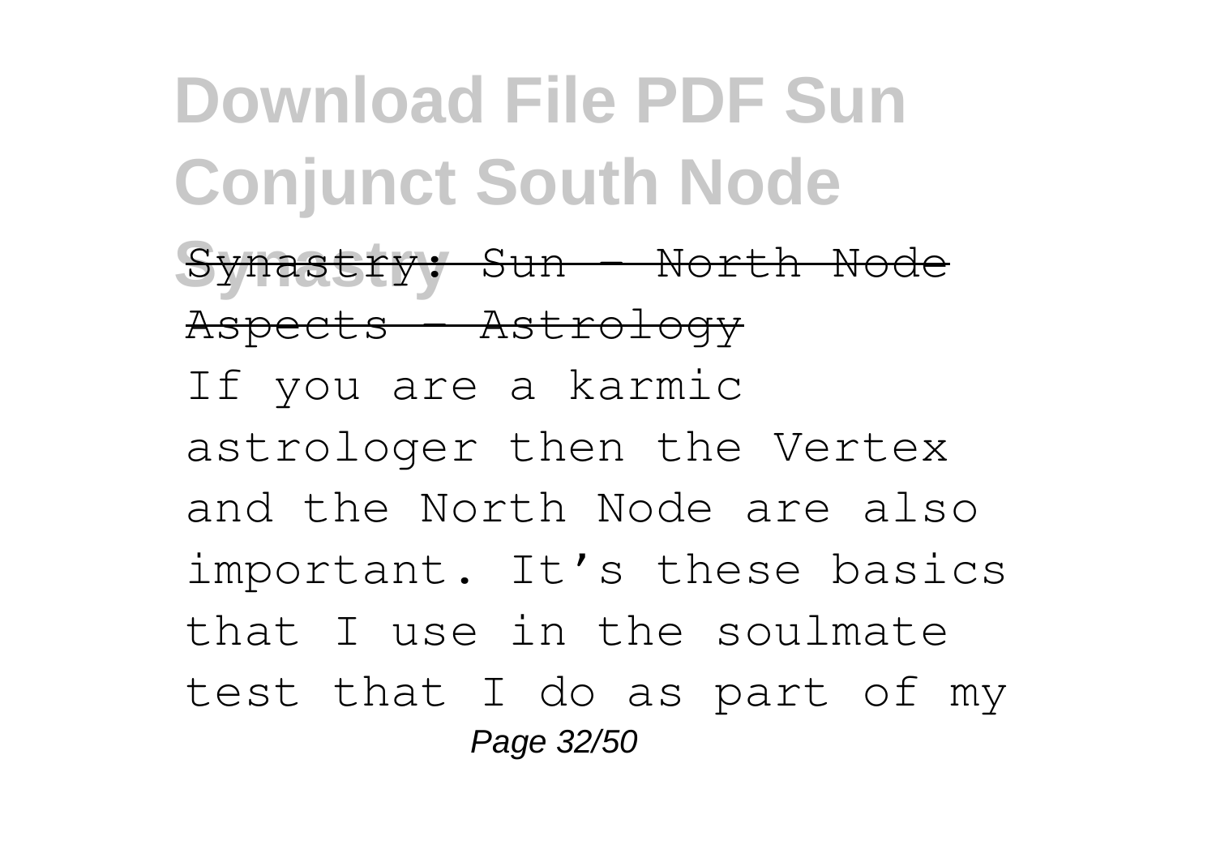~~Synastry: Sun - North Node Aspects - Astrology~~

If you are a karmic astrologer then the Vertex and the North Node are also important. It's these basics that I use in the soulmate test that I do as part of my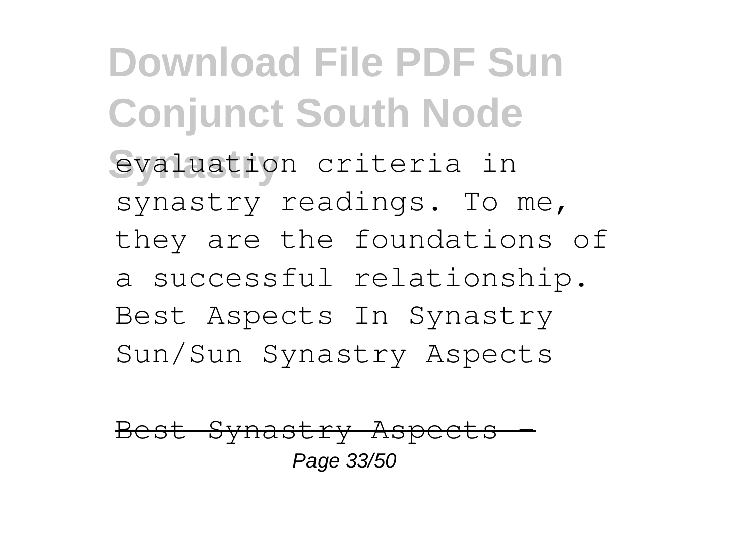evaluation criteria in synastry readings. To me, they are the foundations of a successful relationship. Best Aspects In Synastry Sun/Sun Synastry Aspects

~~Best Synastry Aspects -~~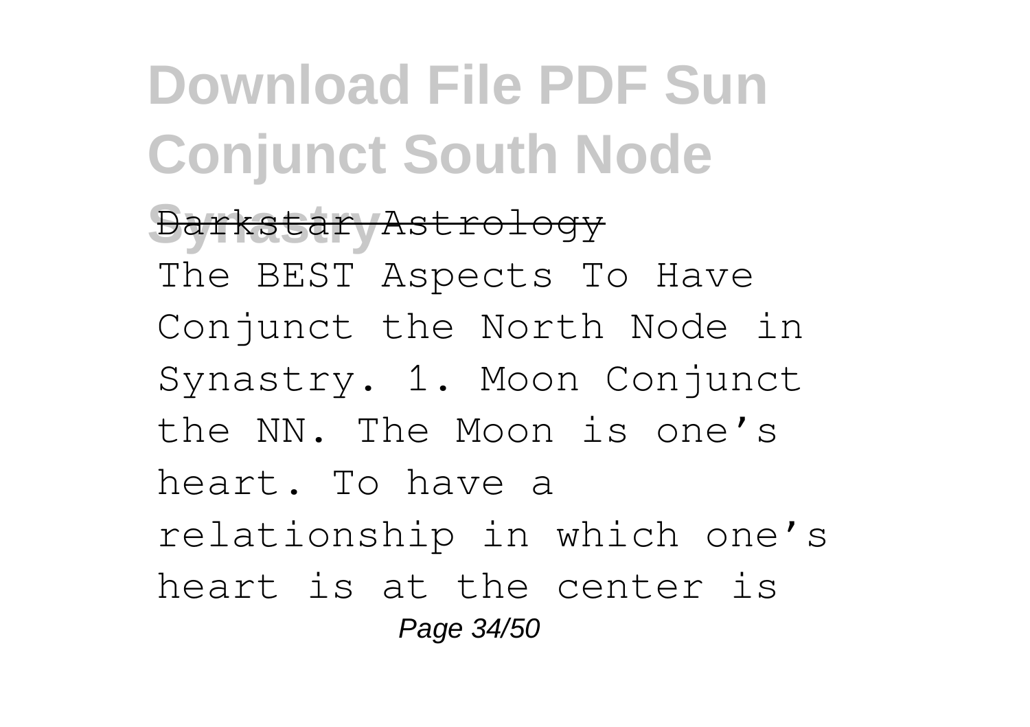Darkstar Astrology

The BEST Aspects To Have Conjunct the North Node in Synastry. 1. Moon Conjunct the NN. The Moon is one's heart. To have a relationship in which one's heart is at the center is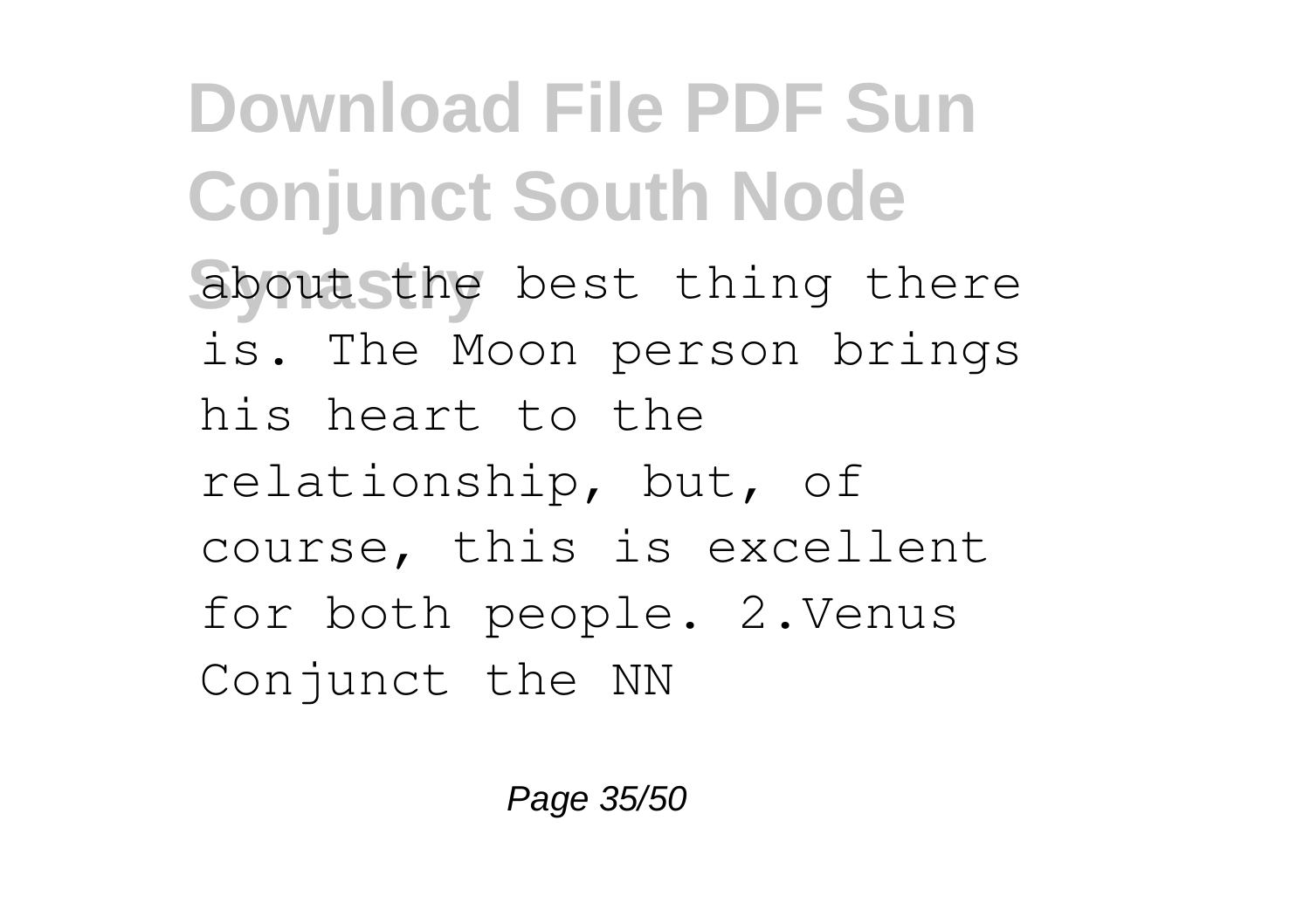about the best thing there is. The Moon person brings his heart to the relationship, but, of course, this is excellent for both people. 2.Venus Conjunct the NN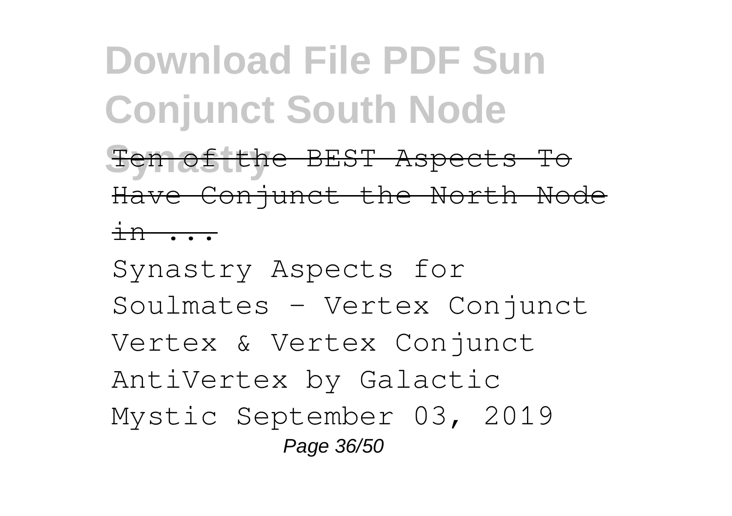Ten of the BEST Aspects To Have Conjunct the North Node in ...

Synastry Aspects for Soulmates - Vertex Conjunct Vertex & Vertex Conjunct AntiVertex by Galactic Mystic September 03, 2019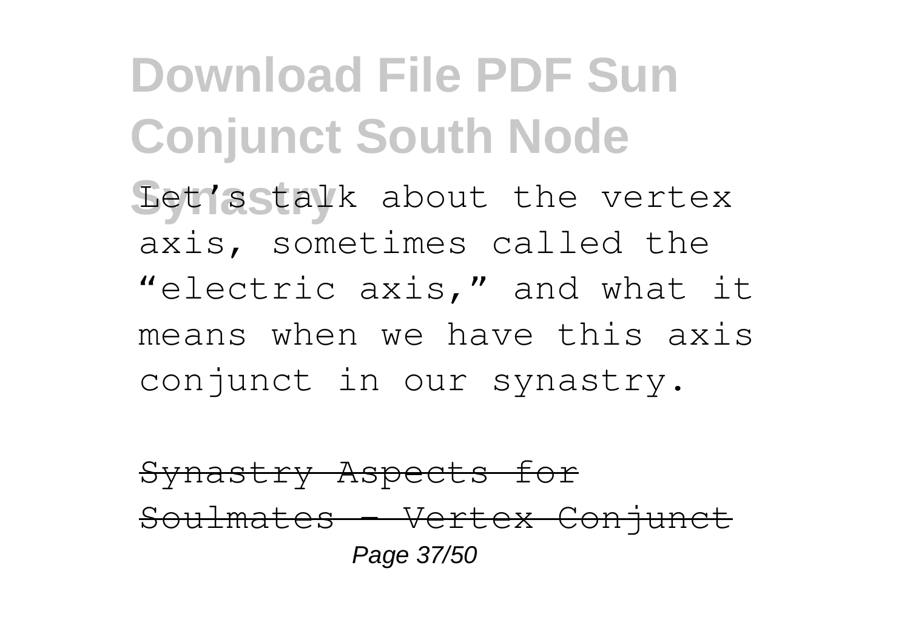Let's talk about the vertex axis, sometimes called the "electric axis," and what it means when we have this axis conjunct in our synastry.

~~Synastry Aspects for Soulmates - Vertex Conjunct~~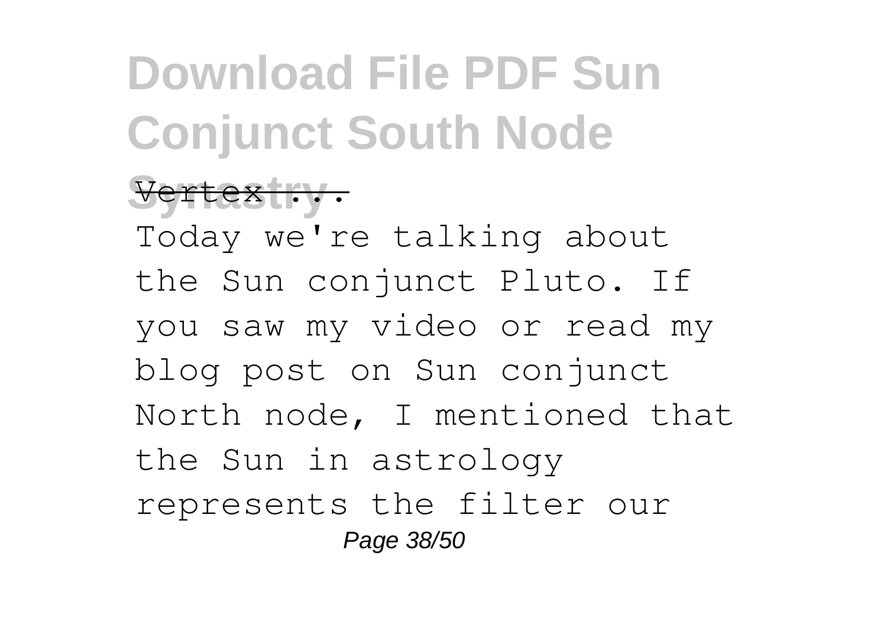Vertex ...

Today we're talking about the Sun conjunct Pluto. If you saw my video or read my blog post on Sun conjunct North node, I mentioned that the Sun in astrology represents the filter our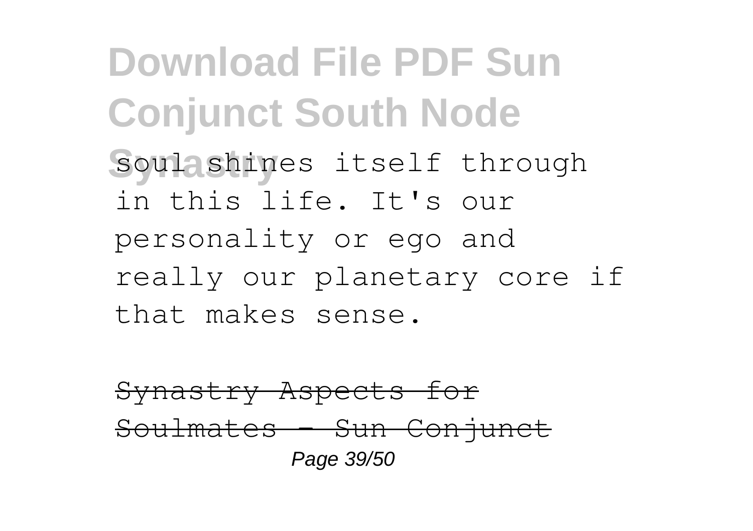soul shines itself through in this life. It's our personality or ego and really our planetary core if that makes sense.

~~Synastry Aspects for Soulmates - Sun Conjunct~~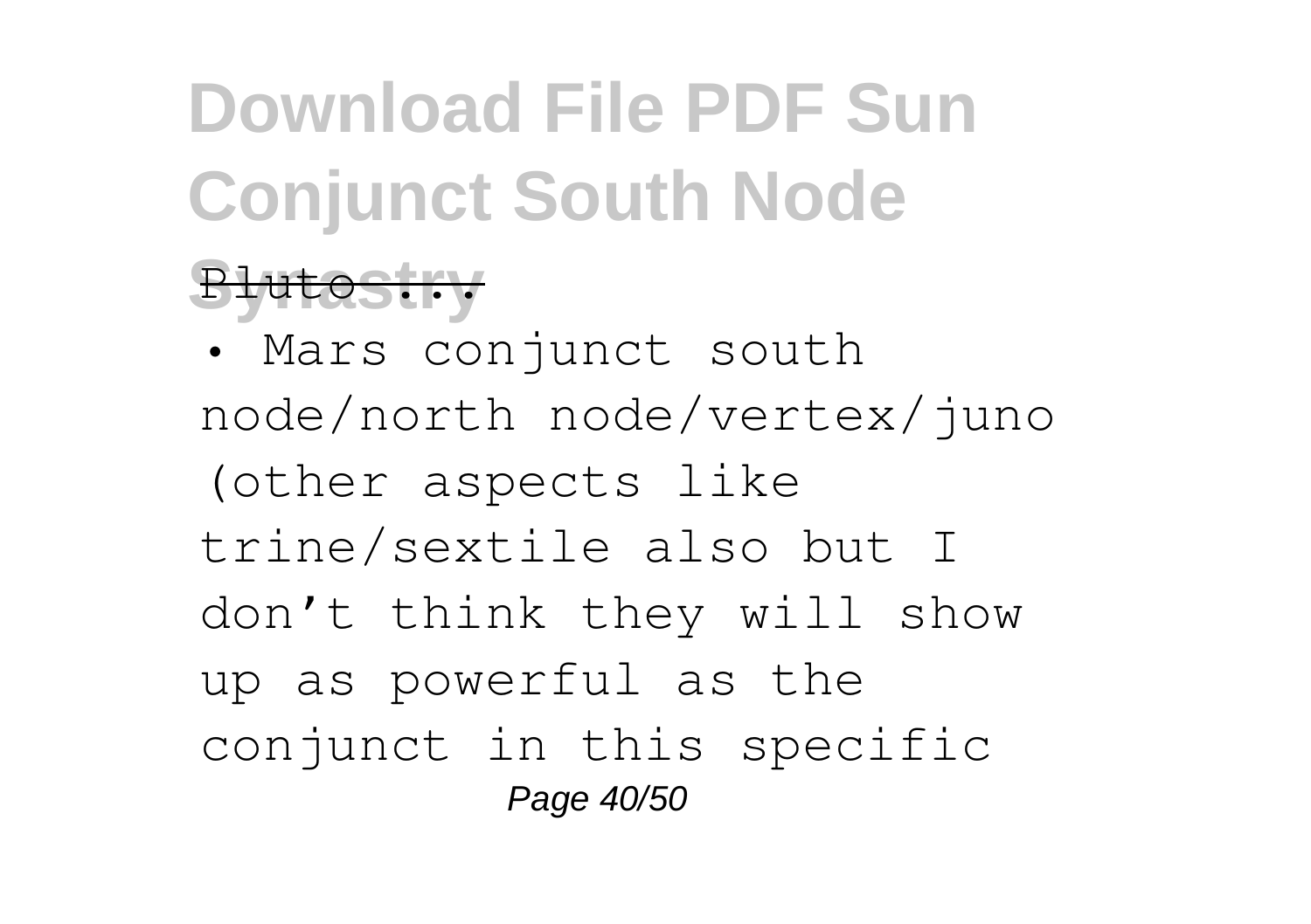Pluto ...

• Mars conjunct south node/north node/vertex/juno (other aspects like trine/sextile also but I don't think they will show up as powerful as the conjunct in this specific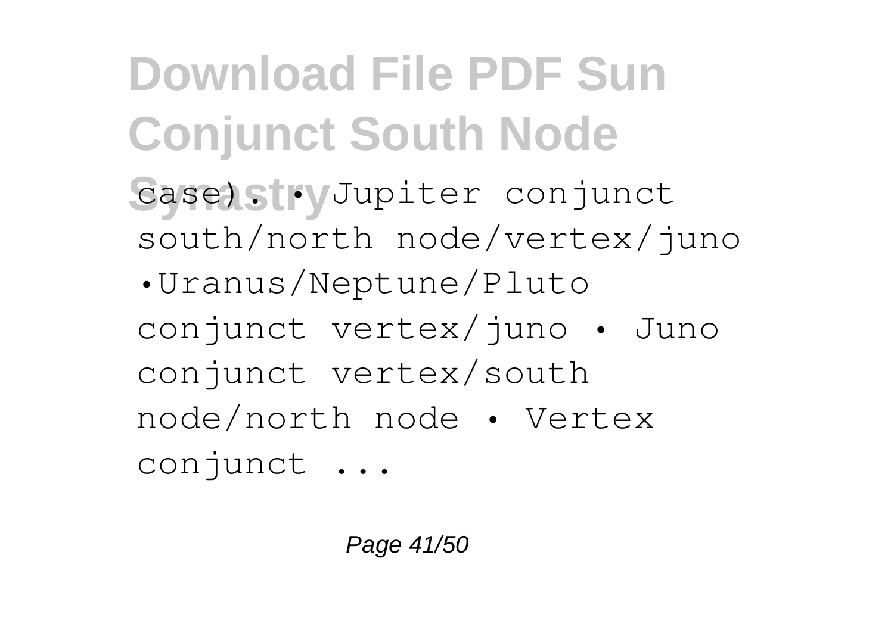case). • Jupiter conjunct south/north node/vertex/juno •Uranus/Neptune/Pluto conjunct vertex/juno • Juno conjunct vertex/south node/north node • Vertex conjunct ...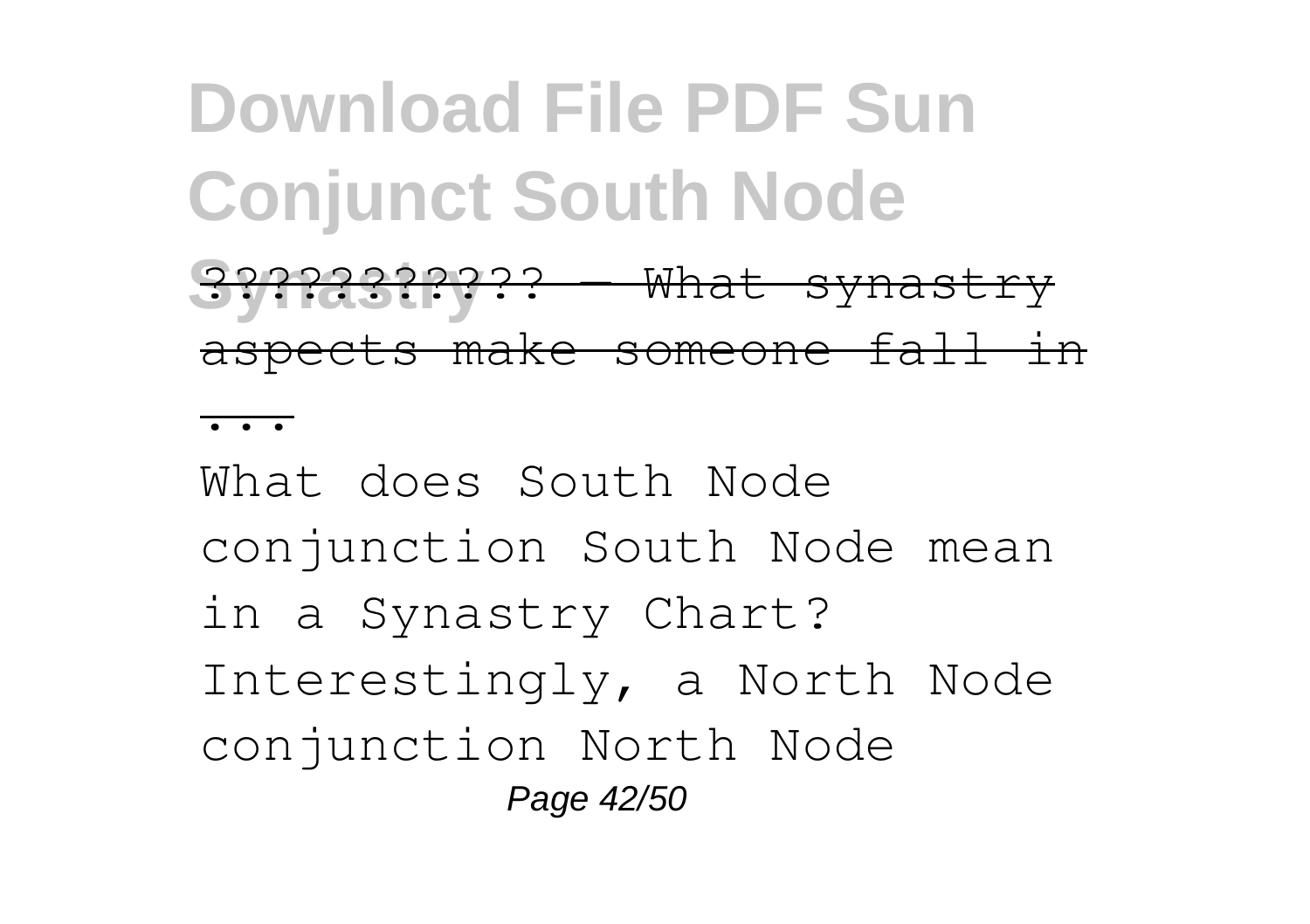???????????? — What synastry aspects make someone fall in ...

What does South Node conjunction South Node mean in a Synastry Chart? Interestingly, a North Node conjunction North Node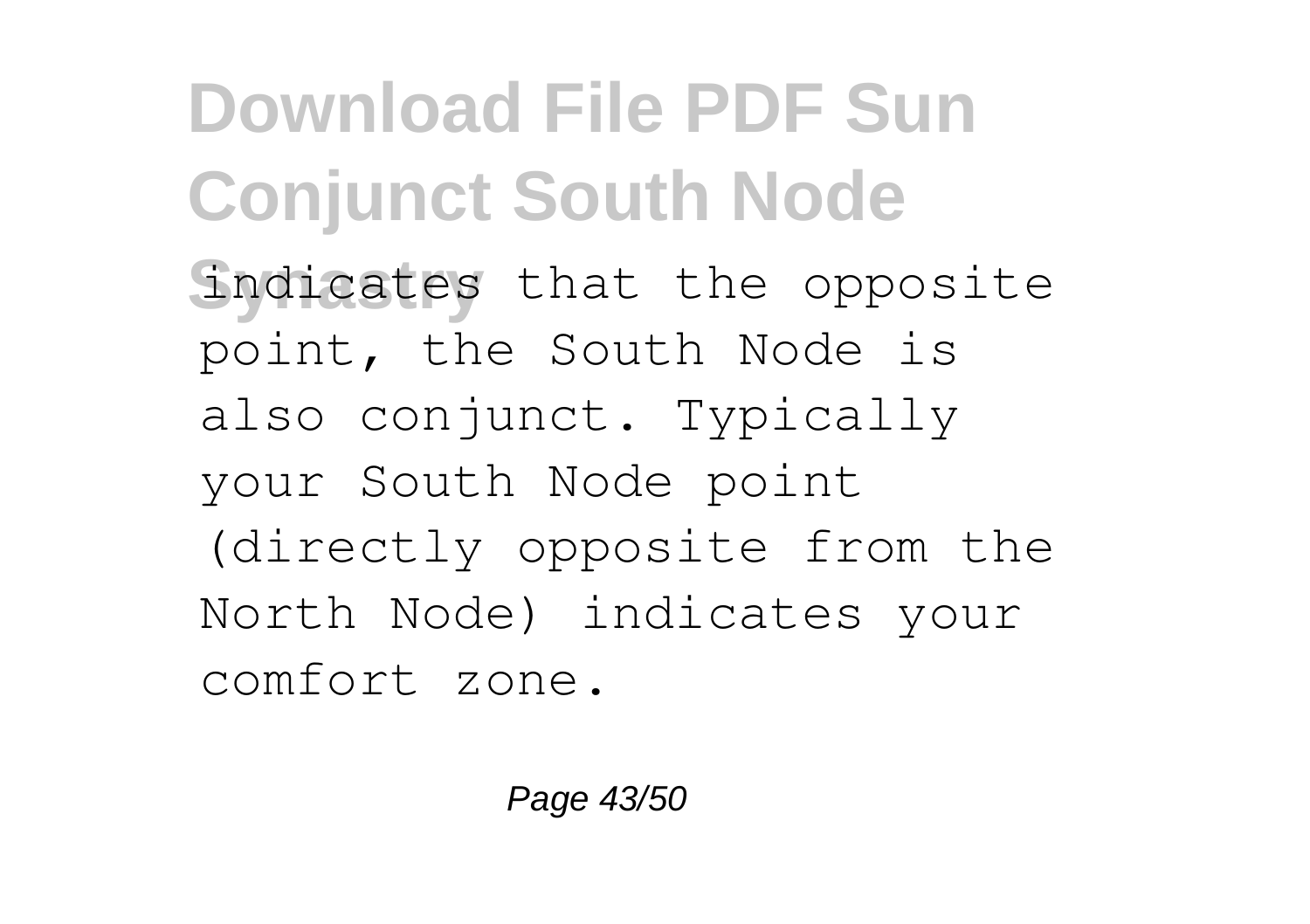indicates that the opposite point, the South Node is also conjunct. Typically your South Node point (directly opposite from the North Node) indicates your comfort zone.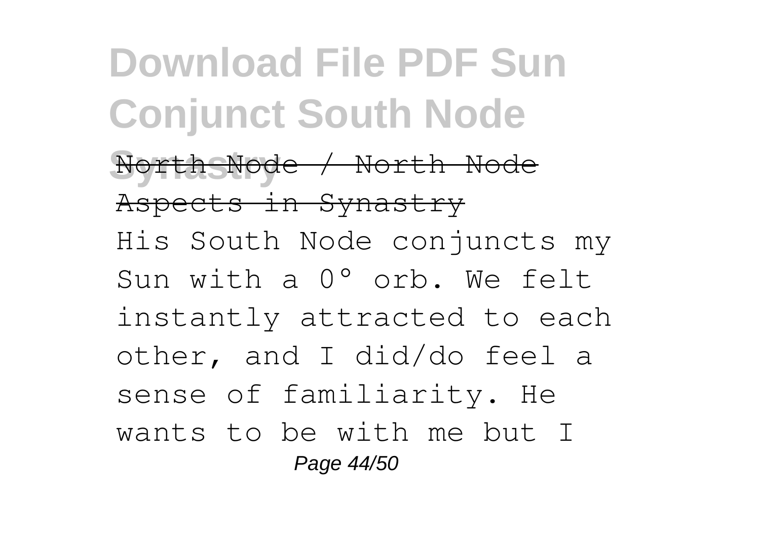North Node / North Node Aspects in Synastry

His South Node conjuncts my Sun with a 0° orb. We felt instantly attracted to each other, and I did/do feel a sense of familiarity. He wants to be with me but I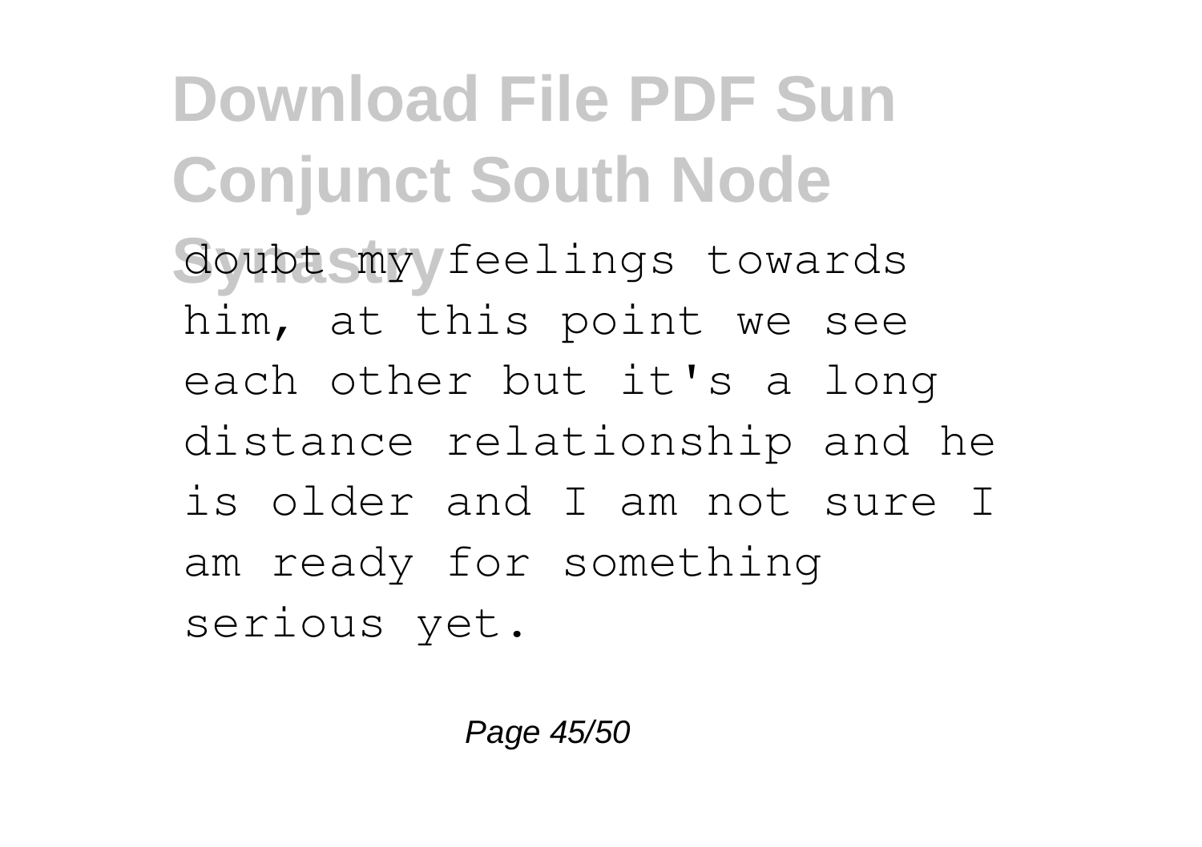doubt my feelings towards him, at this point we see each other but it's a long distance relationship and he is older and I am not sure I am ready for something serious yet.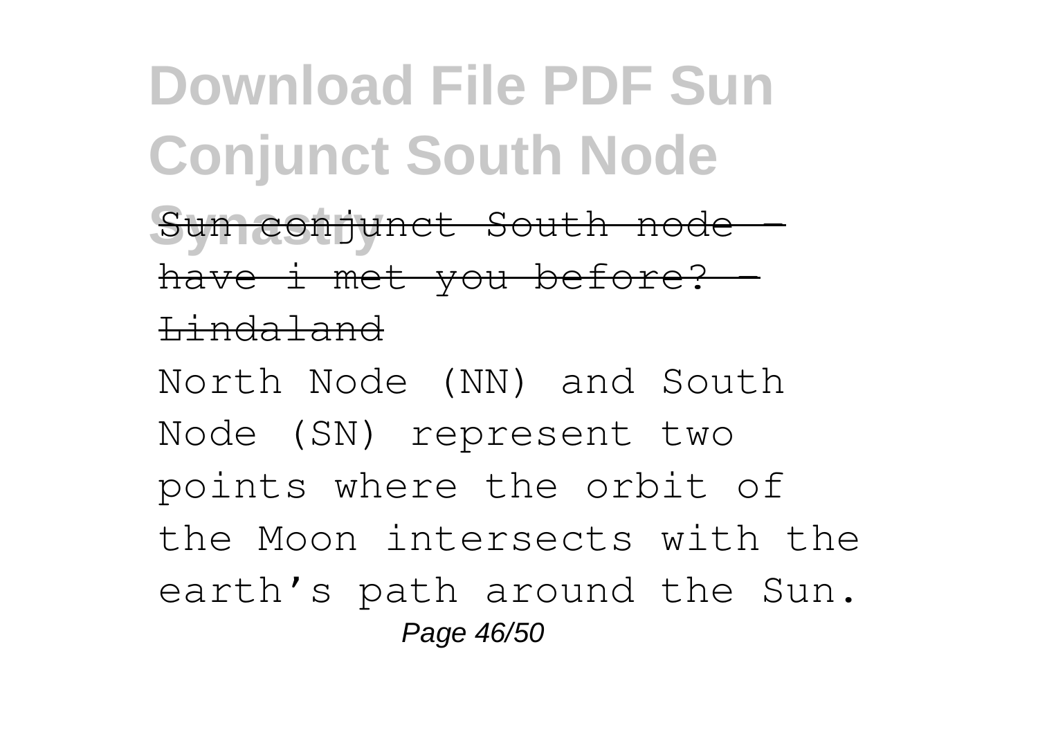Sun conjunct South node - have i met you before? - Lindaland

North Node (NN) and South Node (SN) represent two points where the orbit of the Moon intersects with the earth’s path around the Sun.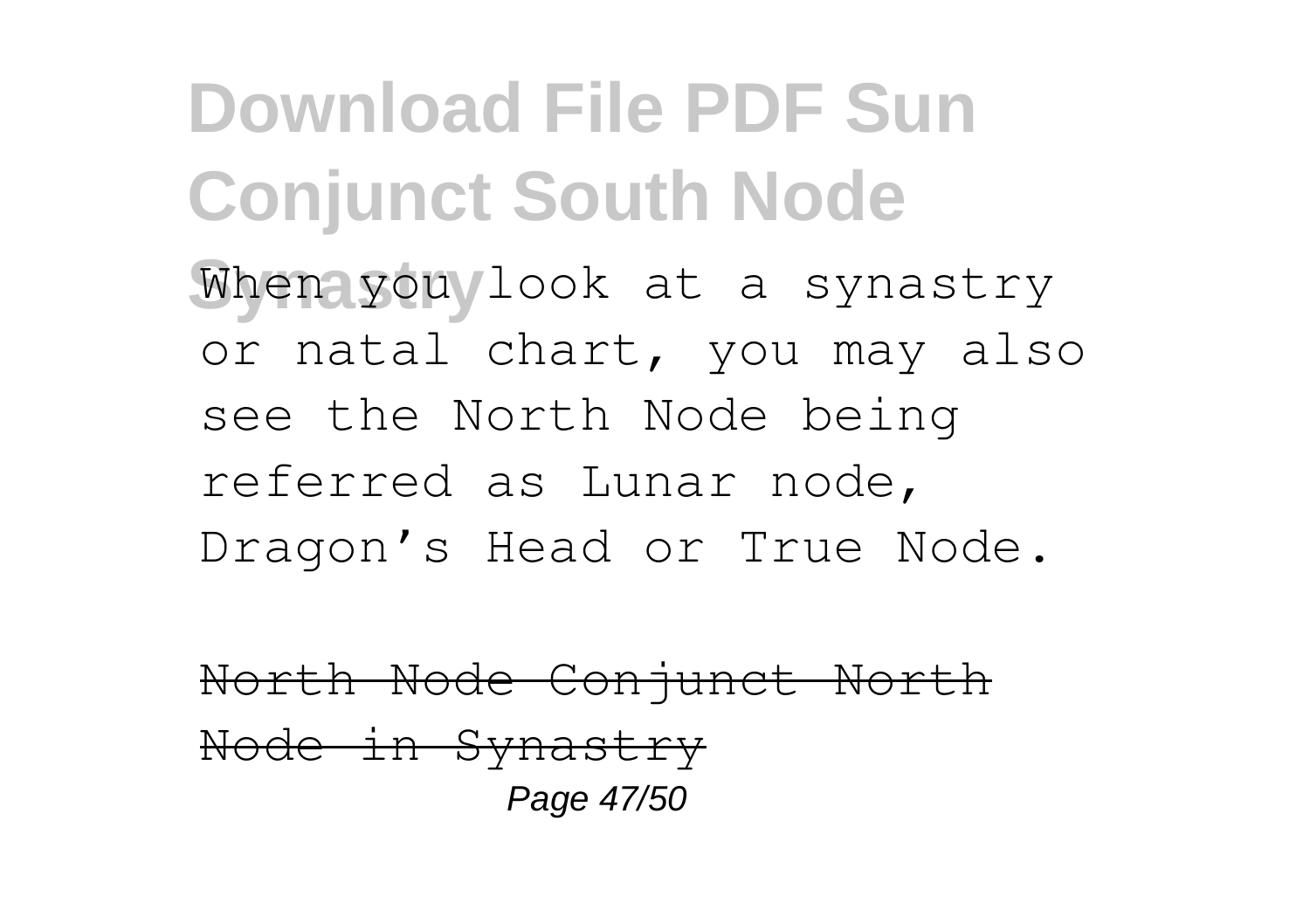When you look at a synastry or natal chart, you may also see the North Node being referred as Lunar node, Dragon's Head or True Node.

~~North Node Conjunct North Node in Synastry~~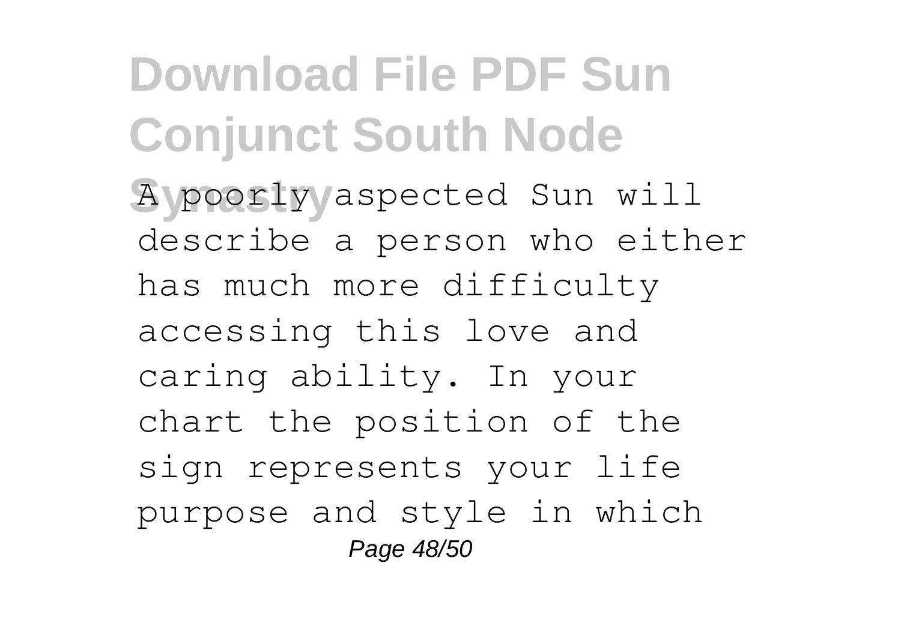A poorly aspected Sun will describe a person who either has much more difficulty accessing this love and caring ability. In your chart the position of the sign represents your life purpose and style in which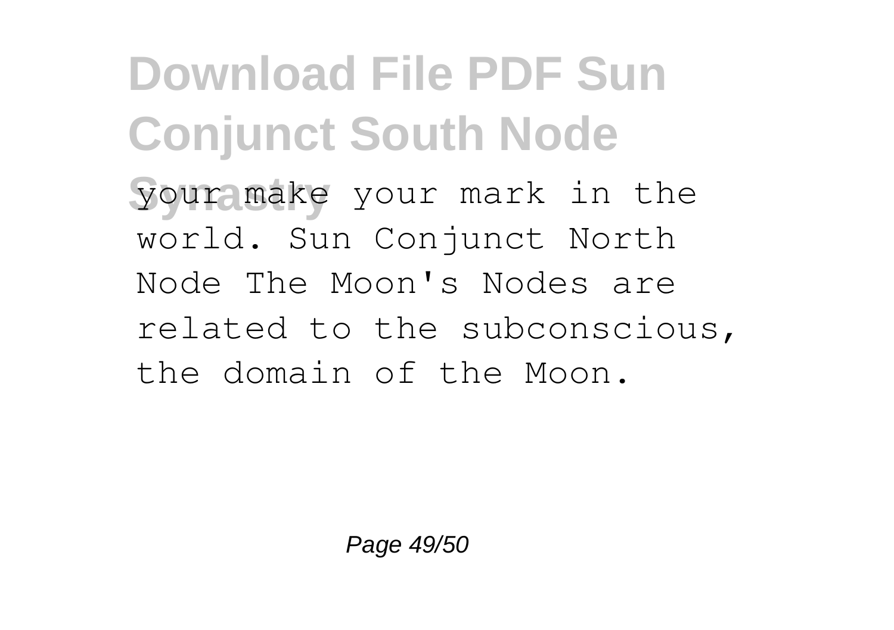your make your mark in the world. Sun Conjunct North Node The Moon's Nodes are related to the subconscious, the domain of the Moon.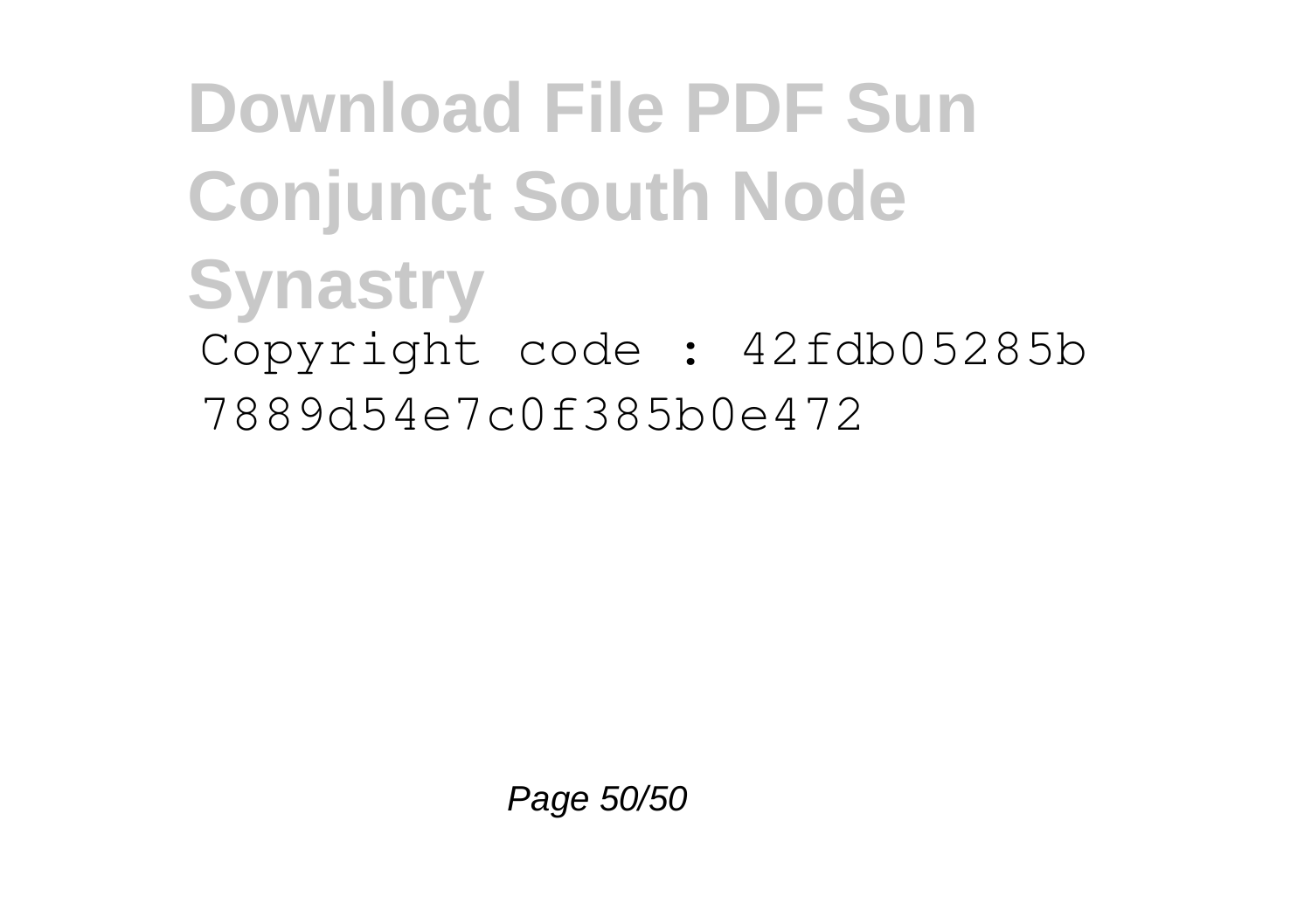Copyright code : 42fdb05285b7889d54e7c0f385b0e472